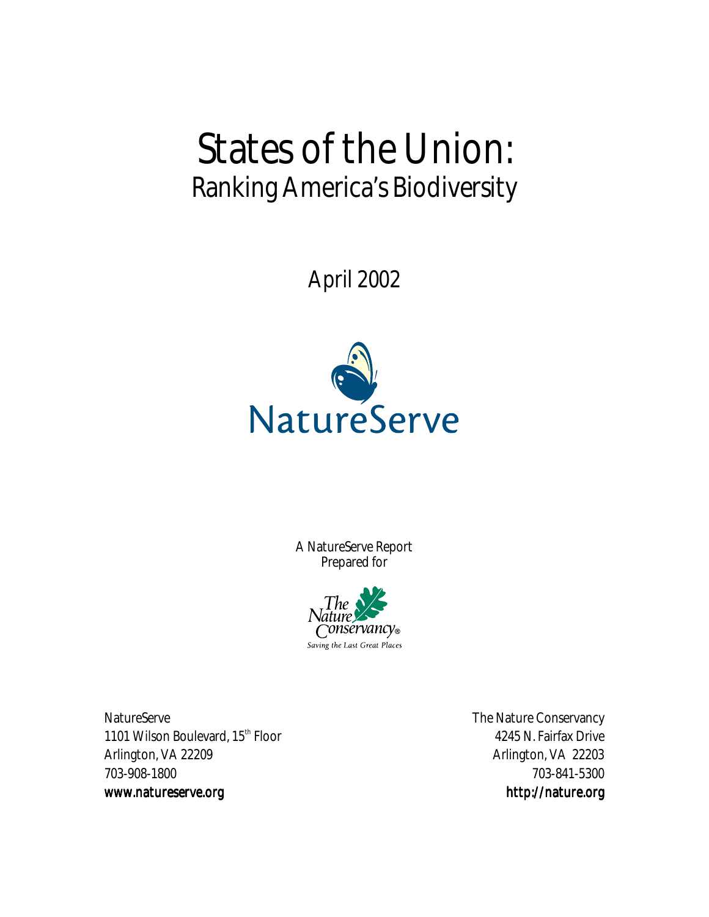# States of the Union:
## Ranking America's Biodiversity

April 2002

NatureServe

A NatureServe Report
Prepared for

The Nature Conservancy®
*Saving the Last Great Places*

NatureServe
1101 Wilson Boulevard, 15th Floor
Arlington, VA 22209
703-908-1800
www.natureserve.org

The Nature Conservancy
4245 N. Fairfax Drive
Arlington, VA 22203
703-841-5300
http://nature.org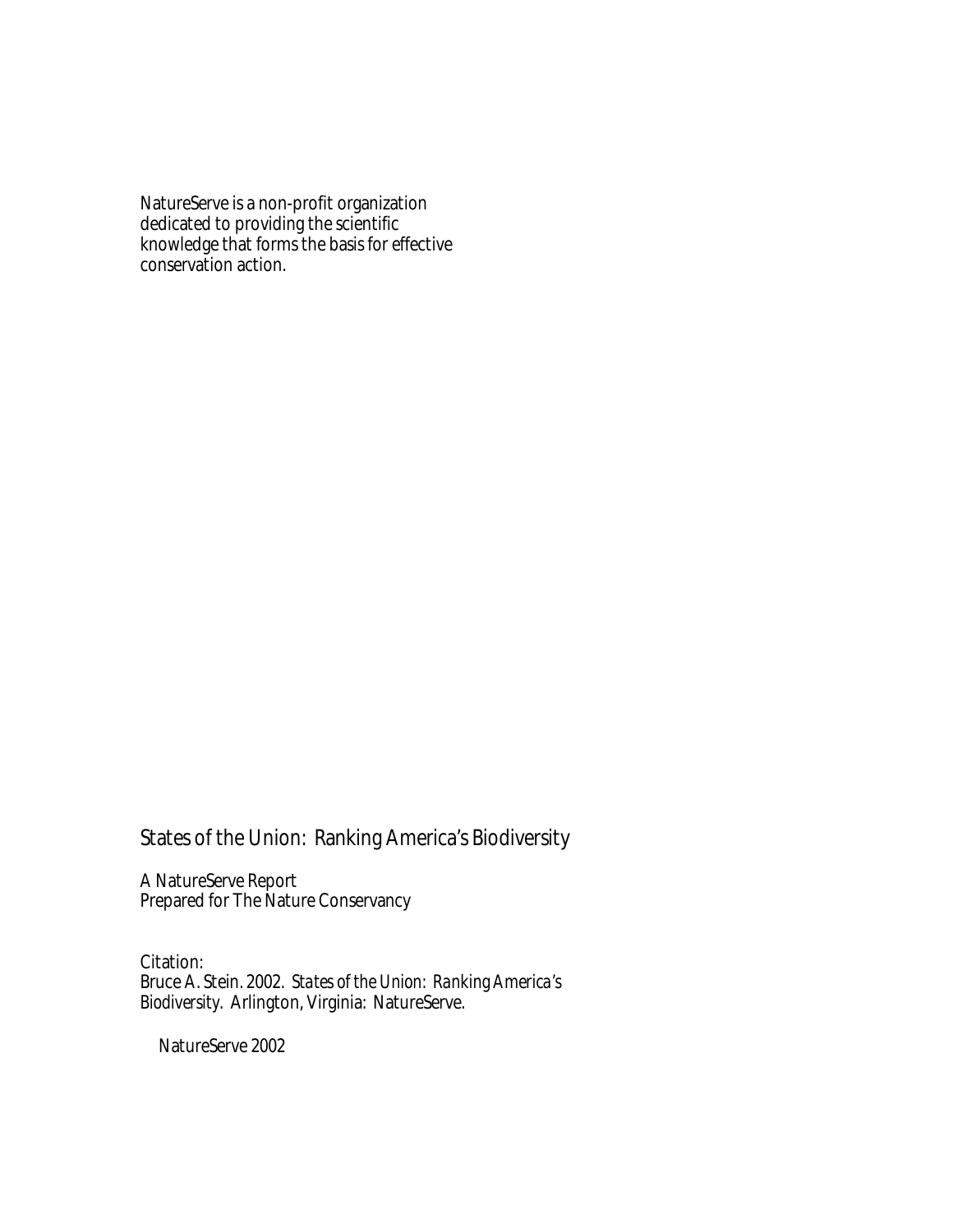NatureServe is a non-profit organization dedicated to providing the scientific knowledge that forms the basis for effective conservation action.

## States of the Union: Ranking America's Biodiversity

A NatureServe Report
Prepared for The Nature Conservancy

Citation:
Bruce A. Stein. 2002. *States of the Union: Ranking America's Biodiversity*. Arlington, Virginia: NatureServe.

NatureServe 2002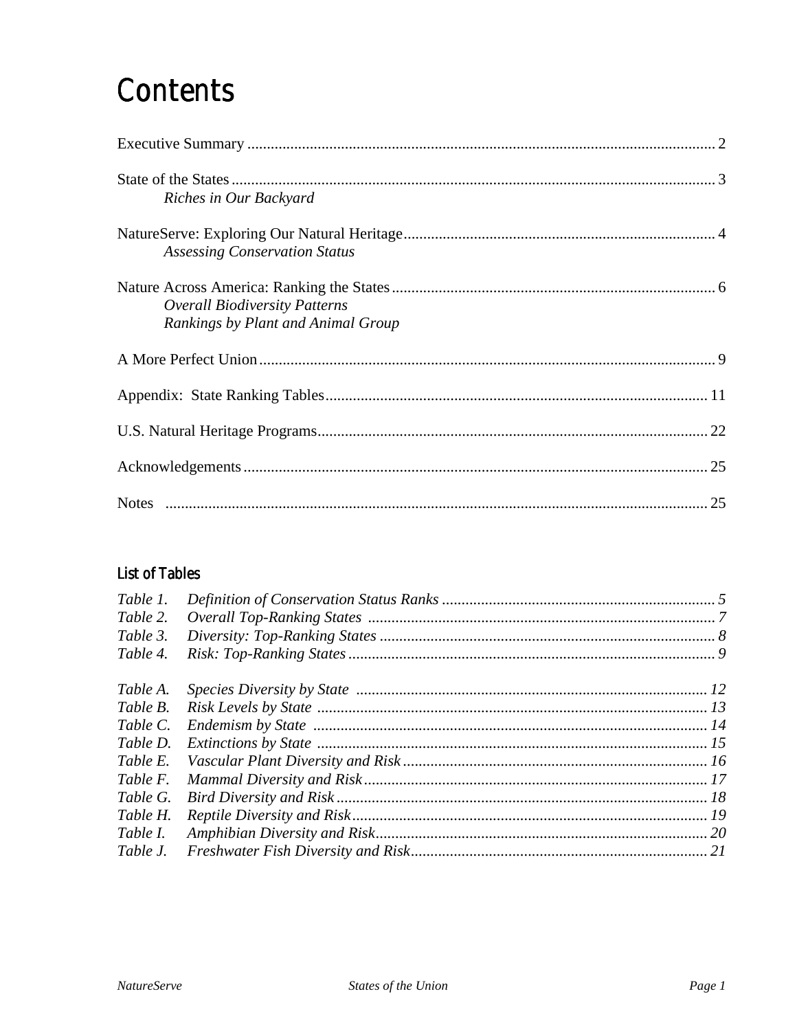# Contents

Executive Summary ........................................................................................................................ 2

State of the States ........................................................................................................................... 3
*Riches in Our Backyard*

NatureServe: Exploring Our Natural Heritage ............................................................................... 4
*Assessing Conservation Status*

Nature Across America: Ranking the States .................................................................................. 6
*Overall Biodiversity Patterns*
*Rankings by Plant and Animal Group*

A More Perfect Union .................................................................................................................... 9

Appendix: State Ranking Tables ................................................................................................. 11

U.S. Natural Heritage Programs ................................................................................................... 22

Acknowledgements ...................................................................................................................... 25

Notes ............................................................................................................................................ 25

## List of Tables

*Table 1.* *Definition of Conservation Status Ranks* ..................................................................... 5
*Table 2.* *Overall Top-Ranking States* ........................................................................................ 7
*Table 3.* *Diversity: Top-Ranking States* ..................................................................................... 8
*Table 4.* *Risk: Top-Ranking States* ............................................................................................. 9

*Table A.* *Species Diversity by State* .......................................................................................... 12
*Table B.* *Risk Levels by State* ................................................................................................... 13
*Table C.* *Endemism by State* .................................................................................................... 14
*Table D.* *Extinctions by State* ................................................................................................... 15
*Table E.* *Vascular Plant Diversity and Risk* ............................................................................. 16
*Table F.* *Mammal Diversity and Risk* ....................................................................................... 17
*Table G.* *Bird Diversity and Risk* .............................................................................................. 18
*Table H.* *Reptile Diversity and Risk* .......................................................................................... 19
*Table I.* *Amphibian Diversity and Risk* ..................................................................................... 20
*Table J.* *Freshwater Fish Diversity and Risk* ............................................................................ 21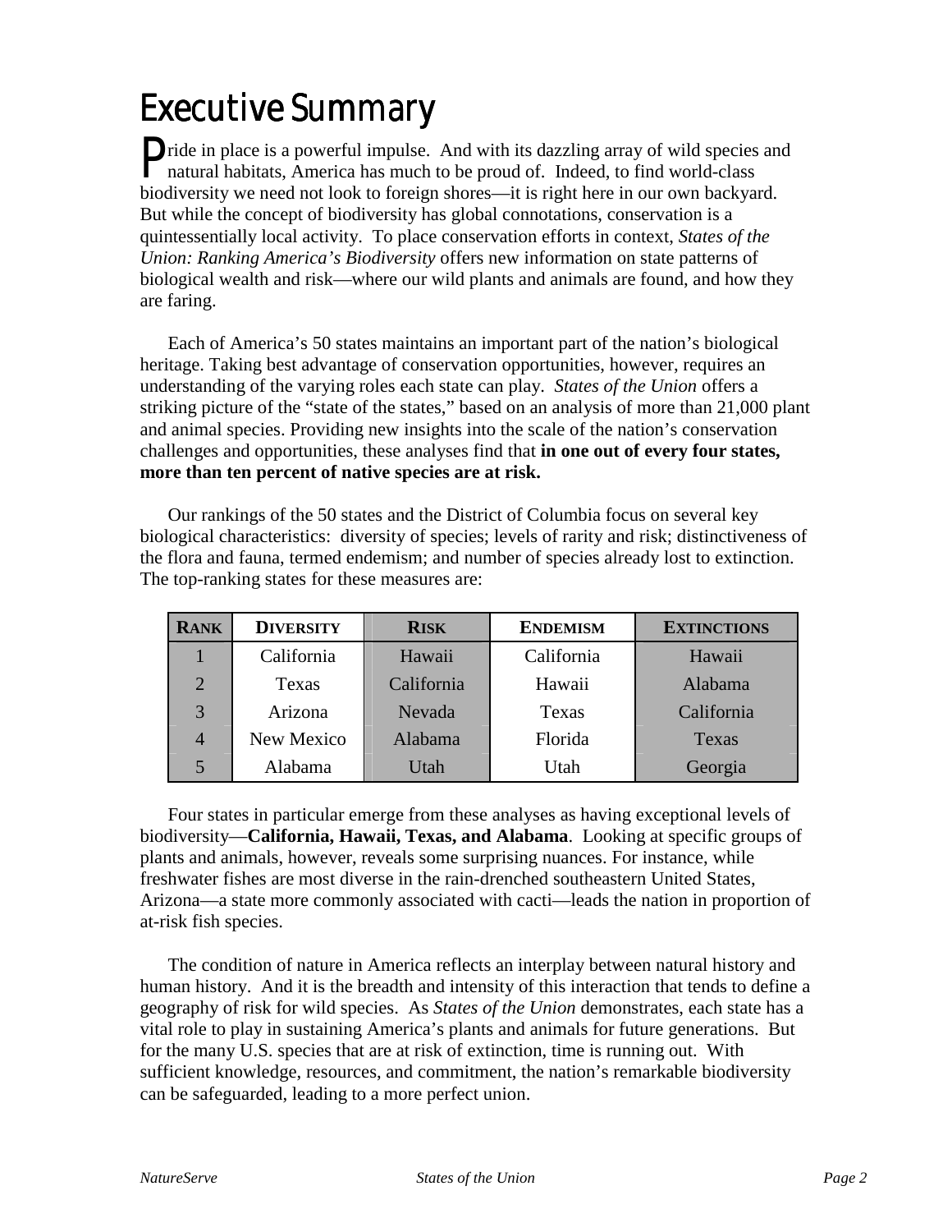# Executive Summary

Pride in place is a powerful impulse. And with its dazzling array of wild species and natural habitats, America has much to be proud of. Indeed, to find world-class biodiversity we need not look to foreign shores—it is right here in our own backyard. But while the concept of biodiversity has global connotations, conservation is a quintessentially local activity. To place conservation efforts in context, *States of the Union: Ranking America's Biodiversity* offers new information on state patterns of biological wealth and risk—where our wild plants and animals are found, and how they are faring.

Each of America's 50 states maintains an important part of the nation's biological heritage. Taking best advantage of conservation opportunities, however, requires an understanding of the varying roles each state can play. *States of the Union* offers a striking picture of the "state of the states," based on an analysis of more than 21,000 plant and animal species. Providing new insights into the scale of the nation's conservation challenges and opportunities, these analyses find that **in one out of every four states, more than ten percent of native species are at risk.**

Our rankings of the 50 states and the District of Columbia focus on several key biological characteristics: diversity of species; levels of rarity and risk; distinctiveness of the flora and fauna, termed endemism; and number of species already lost to extinction. The top-ranking states for these measures are:

| RANK | DIVERSITY | RISK | ENDEMISM | EXTINCTIONS |
|---|---|---|---|---|
| 1 | California | Hawaii | California | Hawaii |
| 2 | Texas | California | Hawaii | Alabama |
| 3 | Arizona | Nevada | Texas | California |
| 4 | New Mexico | Alabama | Florida | Texas |
| 5 | Alabama | Utah | Utah | Georgia |

Four states in particular emerge from these analyses as having exceptional levels of biodiversity—**California, Hawaii, Texas, and Alabama**. Looking at specific groups of plants and animals, however, reveals some surprising nuances. For instance, while freshwater fishes are most diverse in the rain-drenched southeastern United States, Arizona—a state more commonly associated with cacti—leads the nation in proportion of at-risk fish species.

The condition of nature in America reflects an interplay between natural history and human history. And it is the breadth and intensity of this interaction that tends to define a geography of risk for wild species. As *States of the Union* demonstrates, each state has a vital role to play in sustaining America's plants and animals for future generations. But for the many U.S. species that are at risk of extinction, time is running out. With sufficient knowledge, resources, and commitment, the nation's remarkable biodiversity can be safeguarded, leading to a more perfect union.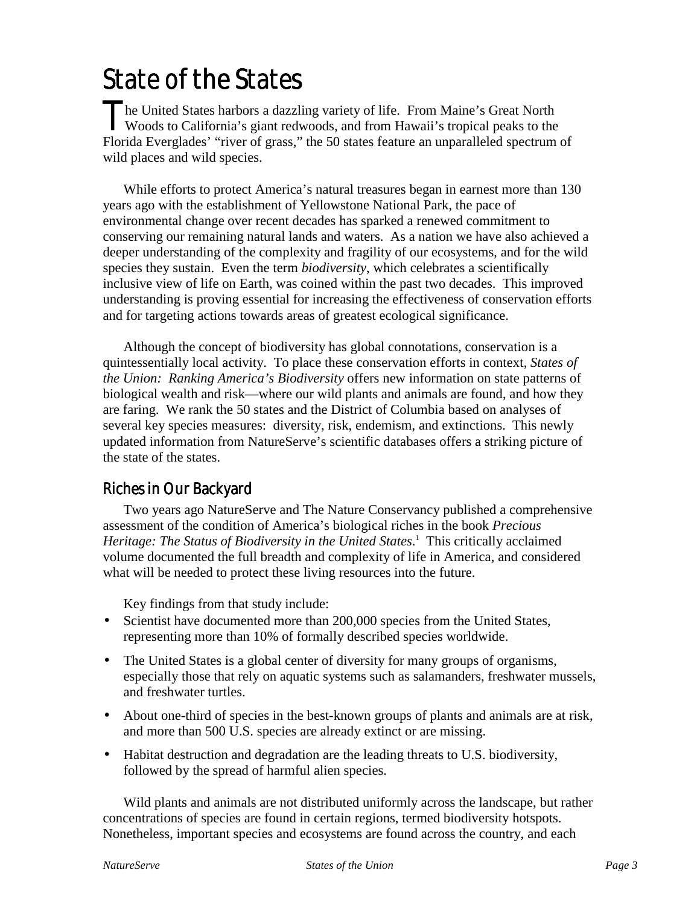# State of the States

The United States harbors a dazzling variety of life. From Maine's Great North Woods to California's giant redwoods, and from Hawaii's tropical peaks to the Florida Everglades' "river of grass," the 50 states feature an unparalleled spectrum of wild places and wild species.

While efforts to protect America's natural treasures began in earnest more than 130 years ago with the establishment of Yellowstone National Park, the pace of environmental change over recent decades has sparked a renewed commitment to conserving our remaining natural lands and waters. As a nation we have also achieved a deeper understanding of the complexity and fragility of our ecosystems, and for the wild species they sustain. Even the term *biodiversity*, which celebrates a scientifically inclusive view of life on Earth, was coined within the past two decades. This improved understanding is proving essential for increasing the effectiveness of conservation efforts and for targeting actions towards areas of greatest ecological significance.

Although the concept of biodiversity has global connotations, conservation is a quintessentially local activity. To place these conservation efforts in context, *States of the Union: Ranking America's Biodiversity* offers new information on state patterns of biological wealth and risk—where our wild plants and animals are found, and how they are faring. We rank the 50 states and the District of Columbia based on analyses of several key species measures: diversity, risk, endemism, and extinctions. This newly updated information from NatureServe's scientific databases offers a striking picture of the state of the states.

## Riches in Our Backyard

Two years ago NatureServe and The Nature Conservancy published a comprehensive assessment of the condition of America's biological riches in the book *Precious Heritage: The Status of Biodiversity in the United States*.[1] This critically acclaimed volume documented the full breadth and complexity of life in America, and considered what will be needed to protect these living resources into the future.

Key findings from that study include:

- Scientist have documented more than 200,000 species from the United States, representing more than 10% of formally described species worldwide.
- The United States is a global center of diversity for many groups of organisms, especially those that rely on aquatic systems such as salamanders, freshwater mussels, and freshwater turtles.
- About one-third of species in the best-known groups of plants and animals are at risk, and more than 500 U.S. species are already extinct or are missing.
- Habitat destruction and degradation are the leading threats to U.S. biodiversity, followed by the spread of harmful alien species.

Wild plants and animals are not distributed uniformly across the landscape, but rather concentrations of species are found in certain regions, termed biodiversity hotspots. Nonetheless, important species and ecosystems are found across the country, and each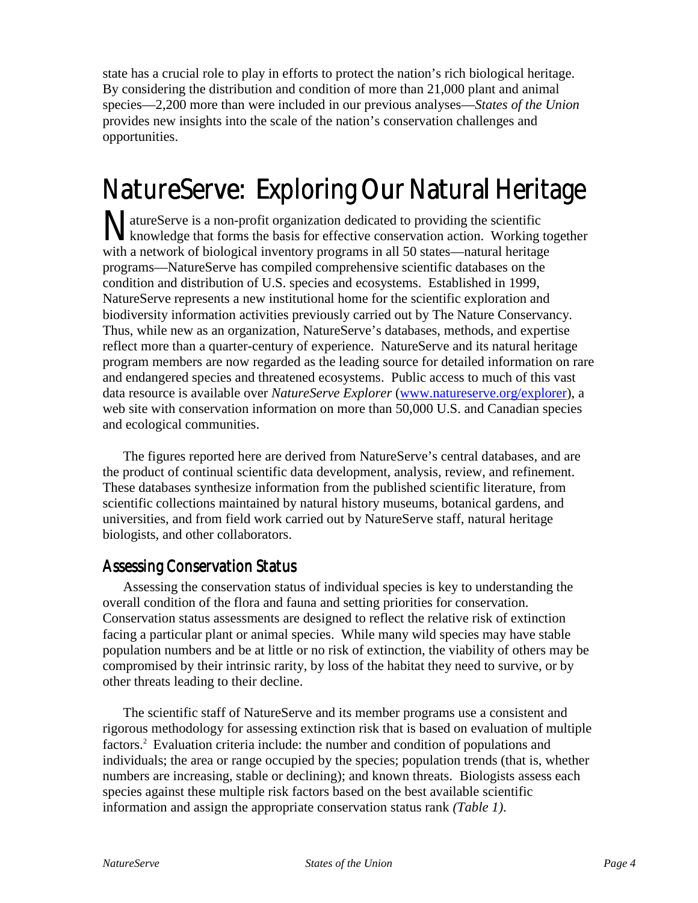state has a crucial role to play in efforts to protect the nation's rich biological heritage. By considering the distribution and condition of more than 21,000 plant and animal species—2,200 more than were included in our previous analyses—*States of the Union* provides new insights into the scale of the nation's conservation challenges and opportunities.

# NatureServe: Exploring Our Natural Heritage

NatureServe is a non-profit organization dedicated to providing the scientific knowledge that forms the basis for effective conservation action. Working together with a network of biological inventory programs in all 50 states—natural heritage programs—NatureServe has compiled comprehensive scientific databases on the condition and distribution of U.S. species and ecosystems. Established in 1999, NatureServe represents a new institutional home for the scientific exploration and biodiversity information activities previously carried out by The Nature Conservancy. Thus, while new as an organization, NatureServe's databases, methods, and expertise reflect more than a quarter-century of experience. NatureServe and its natural heritage program members are now regarded as the leading source for detailed information on rare and endangered species and threatened ecosystems. Public access to much of this vast data resource is available over *NatureServe Explorer* (www.natureserve.org/explorer), a web site with conservation information on more than 50,000 U.S. and Canadian species and ecological communities.

The figures reported here are derived from NatureServe's central databases, and are the product of continual scientific data development, analysis, review, and refinement. These databases synthesize information from the published scientific literature, from scientific collections maintained by natural history museums, botanical gardens, and universities, and from field work carried out by NatureServe staff, natural heritage biologists, and other collaborators.

## Assessing Conservation Status

Assessing the conservation status of individual species is key to understanding the overall condition of the flora and fauna and setting priorities for conservation. Conservation status assessments are designed to reflect the relative risk of extinction facing a particular plant or animal species. While many wild species may have stable population numbers and be at little or no risk of extinction, the viability of others may be compromised by their intrinsic rarity, by loss of the habitat they need to survive, or by other threats leading to their decline.

The scientific staff of NatureServe and its member programs use a consistent and rigorous methodology for assessing extinction risk that is based on evaluation of multiple factors.[2] Evaluation criteria include: the number and condition of populations and individuals; the area or range occupied by the species; population trends (that is, whether numbers are increasing, stable or declining); and known threats. Biologists assess each species against these multiple risk factors based on the best available scientific information and assign the appropriate conservation status rank *(Table 1).*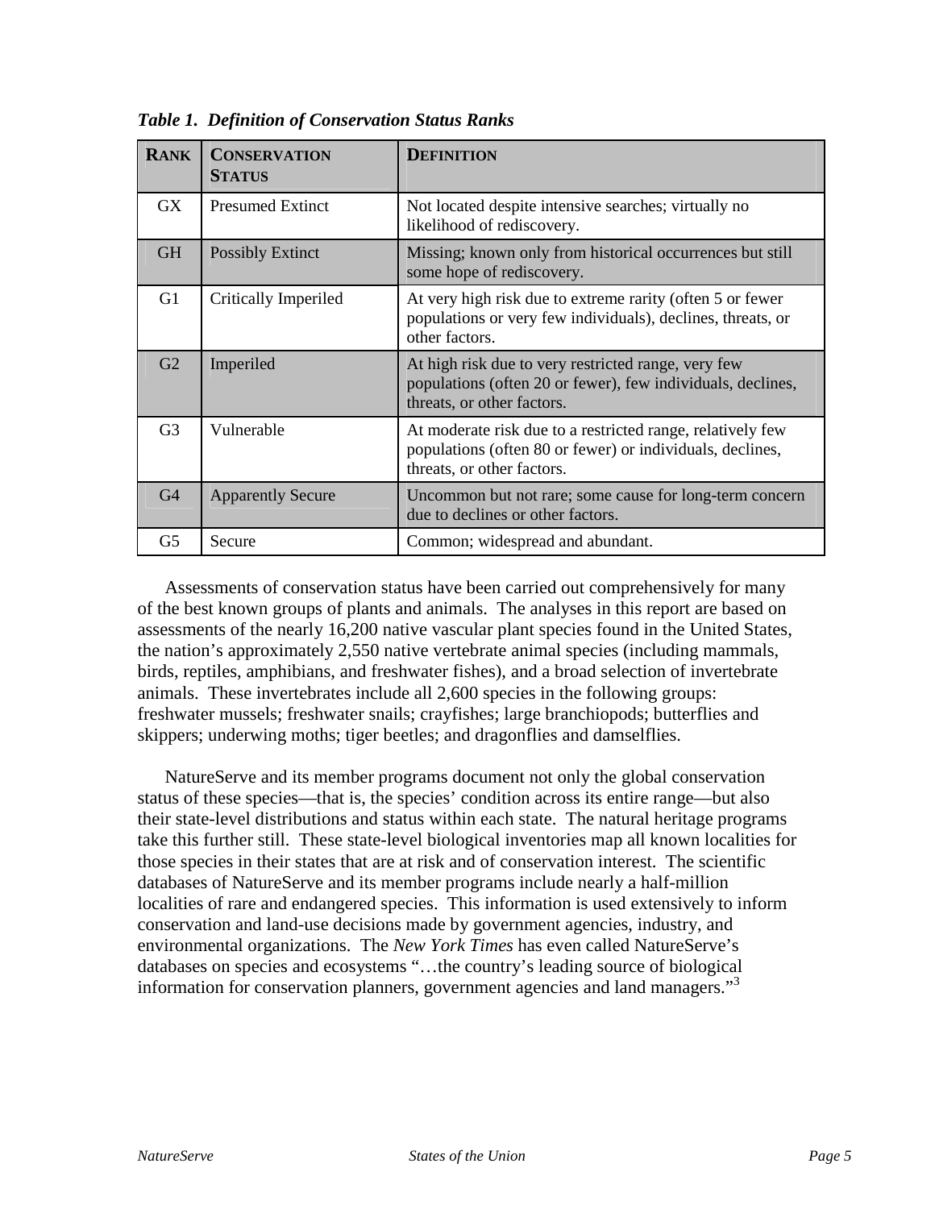***Table 1. Definition of Conservation Status Ranks***

| RANK | CONSERVATION STATUS | DEFINITION |
|---|---|---|
| GX | Presumed Extinct | Not located despite intensive searches; virtually no likelihood of rediscovery. |
| GH | Possibly Extinct | Missing; known only from historical occurrences but still some hope of rediscovery. |
| G1 | Critically Imperiled | At very high risk due to extreme rarity (often 5 or fewer populations or very few individuals), declines, threats, or other factors. |
| G2 | Imperiled | At high risk due to very restricted range, very few populations (often 20 or fewer), few individuals, declines, threats, or other factors. |
| G3 | Vulnerable | At moderate risk due to a restricted range, relatively few populations (often 80 or fewer) or individuals, declines, threats, or other factors. |
| G4 | Apparently Secure | Uncommon but not rare; some cause for long-term concern due to declines or other factors. |
| G5 | Secure | Common; widespread and abundant. |

Assessments of conservation status have been carried out comprehensively for many of the best known groups of plants and animals. The analyses in this report are based on assessments of the nearly 16,200 native vascular plant species found in the United States, the nation's approximately 2,550 native vertebrate animal species (including mammals, birds, reptiles, amphibians, and freshwater fishes), and a broad selection of invertebrate animals. These invertebrates include all 2,600 species in the following groups: freshwater mussels; freshwater snails; crayfishes; large branchiopods; butterflies and skippers; underwing moths; tiger beetles; and dragonflies and damselflies.

NatureServe and its member programs document not only the global conservation status of these species—that is, the species' condition across its entire range—but also their state-level distributions and status within each state. The natural heritage programs take this further still. These state-level biological inventories map all known localities for those species in their states that are at risk and of conservation interest. The scientific databases of NatureServe and its member programs include nearly a half-million localities of rare and endangered species. This information is used extensively to inform conservation and land-use decisions made by government agencies, industry, and environmental organizations. The *New York Times* has even called NatureServe's databases on species and ecosystems "…the country's leading source of biological information for conservation planners, government agencies and land managers."[3]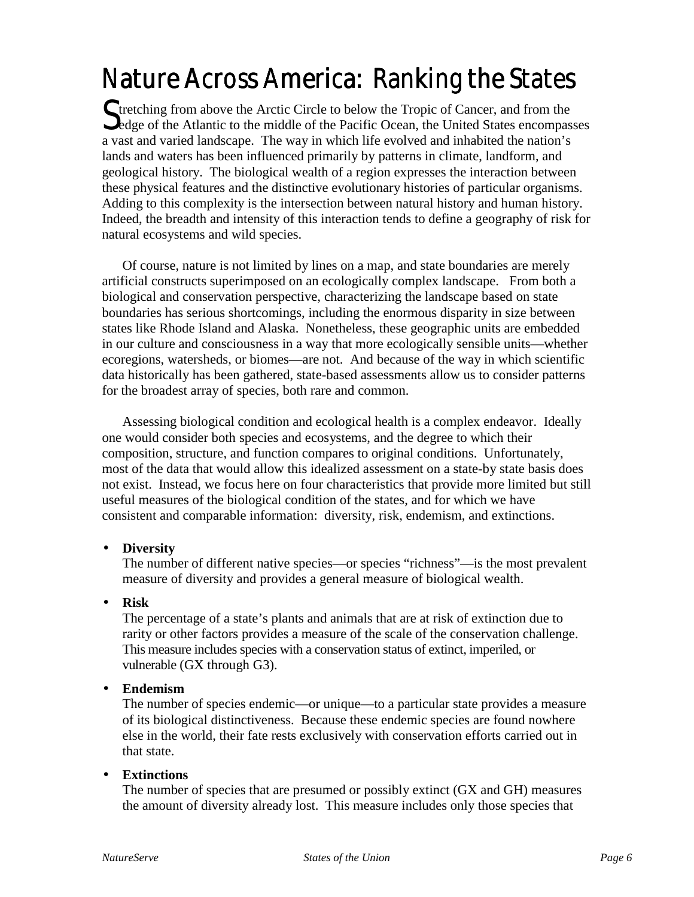# Nature Across America: Ranking the States

Stretching from above the Arctic Circle to below the Tropic of Cancer, and from the edge of the Atlantic to the middle of the Pacific Ocean, the United States encompasses a vast and varied landscape. The way in which life evolved and inhabited the nation's lands and waters has been influenced primarily by patterns in climate, landform, and geological history. The biological wealth of a region expresses the interaction between these physical features and the distinctive evolutionary histories of particular organisms. Adding to this complexity is the intersection between natural history and human history. Indeed, the breadth and intensity of this interaction tends to define a geography of risk for natural ecosystems and wild species.

Of course, nature is not limited by lines on a map, and state boundaries are merely artificial constructs superimposed on an ecologically complex landscape. From both a biological and conservation perspective, characterizing the landscape based on state boundaries has serious shortcomings, including the enormous disparity in size between states like Rhode Island and Alaska. Nonetheless, these geographic units are embedded in our culture and consciousness in a way that more ecologically sensible units—whether ecoregions, watersheds, or biomes—are not. And because of the way in which scientific data historically has been gathered, state-based assessments allow us to consider patterns for the broadest array of species, both rare and common.

Assessing biological condition and ecological health is a complex endeavor. Ideally one would consider both species and ecosystems, and the degree to which their composition, structure, and function compares to original conditions. Unfortunately, most of the data that would allow this idealized assessment on a state-by state basis does not exist. Instead, we focus here on four characteristics that provide more limited but still useful measures of the biological condition of the states, and for which we have consistent and comparable information: diversity, risk, endemism, and extinctions.

- **Diversity**
  The number of different native species—or species "richness"—is the most prevalent measure of diversity and provides a general measure of biological wealth.
- **Risk**
  The percentage of a state's plants and animals that are at risk of extinction due to rarity or other factors provides a measure of the scale of the conservation challenge. This measure includes species with a conservation status of extinct, imperiled, or vulnerable (GX through G3).
- **Endemism**
  The number of species endemic—or unique—to a particular state provides a measure of its biological distinctiveness. Because these endemic species are found nowhere else in the world, their fate rests exclusively with conservation efforts carried out in that state.
- **Extinctions**
  The number of species that are presumed or possibly extinct (GX and GH) measures the amount of diversity already lost. This measure includes only those species that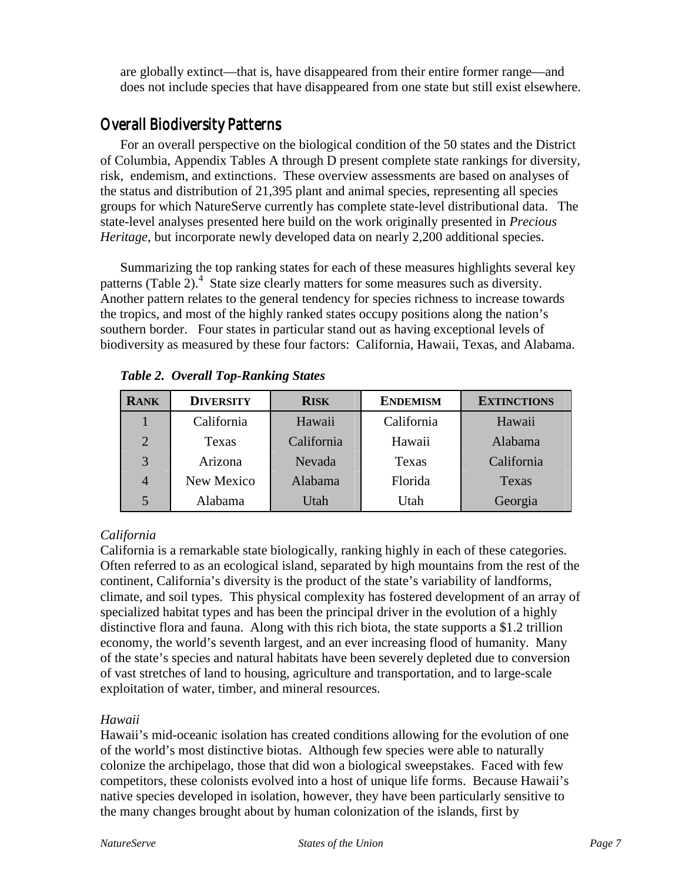are globally extinct—that is, have disappeared from their entire former range—and does not include species that have disappeared from one state but still exist elsewhere.

## Overall Biodiversity Patterns

For an overall perspective on the biological condition of the 50 states and the District of Columbia, Appendix Tables A through D present complete state rankings for diversity, risk, endemism, and extinctions. These overview assessments are based on analyses of the status and distribution of 21,395 plant and animal species, representing all species groups for which NatureServe currently has complete state-level distributional data. The state-level analyses presented here build on the work originally presented in *Precious Heritage*, but incorporate newly developed data on nearly 2,200 additional species.

Summarizing the top ranking states for each of these measures highlights several key patterns (Table 2).[4] State size clearly matters for some measures such as diversity. Another pattern relates to the general tendency for species richness to increase towards the tropics, and most of the highly ranked states occupy positions along the nation's southern border. Four states in particular stand out as having exceptional levels of biodiversity as measured by these four factors: California, Hawaii, Texas, and Alabama.

***Table 2. Overall Top-Ranking States***

| **RANK** | **DIVERSITY** | **RISK** | **ENDEMISM** | **EXTINCTIONS** |
|---|---|---|---|---|
| 1 | California | Hawaii | California | Hawaii |
| 2 | Texas | California | Hawaii | Alabama |
| 3 | Arizona | Nevada | Texas | California |
| 4 | New Mexico | Alabama | Florida | Texas |
| 5 | Alabama | Utah | Utah | Georgia |

*California*

California is a remarkable state biologically, ranking highly in each of these categories. Often referred to as an ecological island, separated by high mountains from the rest of the continent, California's diversity is the product of the state's variability of landforms, climate, and soil types. This physical complexity has fostered development of an array of specialized habitat types and has been the principal driver in the evolution of a highly distinctive flora and fauna. Along with this rich biota, the state supports a $1.2 trillion economy, the world's seventh largest, and an ever increasing flood of humanity. Many of the state's species and natural habitats have been severely depleted due to conversion of vast stretches of land to housing, agriculture and transportation, and to large-scale exploitation of water, timber, and mineral resources.

*Hawaii*

Hawaii's mid-oceanic isolation has created conditions allowing for the evolution of one of the world's most distinctive biotas. Although few species were able to naturally colonize the archipelago, those that did won a biological sweepstakes. Faced with few competitors, these colonists evolved into a host of unique life forms. Because Hawaii's native species developed in isolation, however, they have been particularly sensitive to the many changes brought about by human colonization of the islands, first by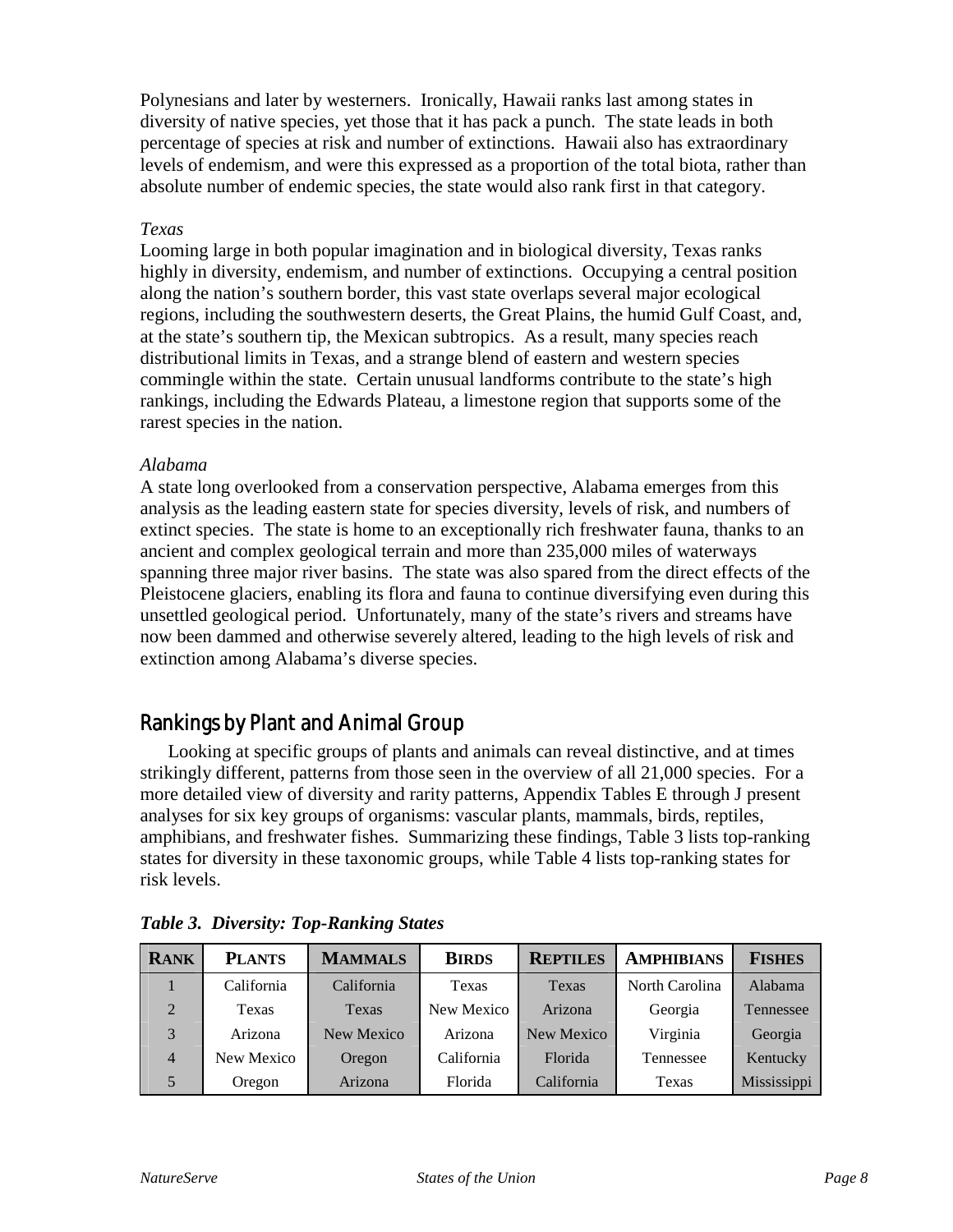Polynesians and later by westerners. Ironically, Hawaii ranks last among states in diversity of native species, yet those that it has pack a punch. The state leads in both percentage of species at risk and number of extinctions. Hawaii also has extraordinary levels of endemism, and were this expressed as a proportion of the total biota, rather than absolute number of endemic species, the state would also rank first in that category.

*Texas*

Looming large in both popular imagination and in biological diversity, Texas ranks highly in diversity, endemism, and number of extinctions. Occupying a central position along the nation's southern border, this vast state overlaps several major ecological regions, including the southwestern deserts, the Great Plains, the humid Gulf Coast, and, at the state's southern tip, the Mexican subtropics. As a result, many species reach distributional limits in Texas, and a strange blend of eastern and western species commingle within the state. Certain unusual landforms contribute to the state's high rankings, including the Edwards Plateau, a limestone region that supports some of the rarest species in the nation.

*Alabama*

A state long overlooked from a conservation perspective, Alabama emerges from this analysis as the leading eastern state for species diversity, levels of risk, and numbers of extinct species. The state is home to an exceptionally rich freshwater fauna, thanks to an ancient and complex geological terrain and more than 235,000 miles of waterways spanning three major river basins. The state was also spared from the direct effects of the Pleistocene glaciers, enabling its flora and fauna to continue diversifying even during this unsettled geological period. Unfortunately, many of the state's rivers and streams have now been dammed and otherwise severely altered, leading to the high levels of risk and extinction among Alabama's diverse species.

## Rankings by Plant and Animal Group

Looking at specific groups of plants and animals can reveal distinctive, and at times strikingly different, patterns from those seen in the overview of all 21,000 species. For a more detailed view of diversity and rarity patterns, Appendix Tables E through J present analyses for six key groups of organisms: vascular plants, mammals, birds, reptiles, amphibians, and freshwater fishes. Summarizing these findings, Table 3 lists top-ranking states for diversity in these taxonomic groups, while Table 4 lists top-ranking states for risk levels.

***Table 3. Diversity: Top-Ranking States***

| RANK | PLANTS | MAMMALS | BIRDS | REPTILES | AMPHIBIANS | FISHES |
|---|---|---|---|---|---|---|
| 1 | California | California | Texas | Texas | North Carolina | Alabama |
| 2 | Texas | Texas | New Mexico | Arizona | Georgia | Tennessee |
| 3 | Arizona | New Mexico | Arizona | New Mexico | Virginia | Georgia |
| 4 | New Mexico | Oregon | California | Florida | Tennessee | Kentucky |
| 5 | Oregon | Arizona | Florida | California | Texas | Mississippi |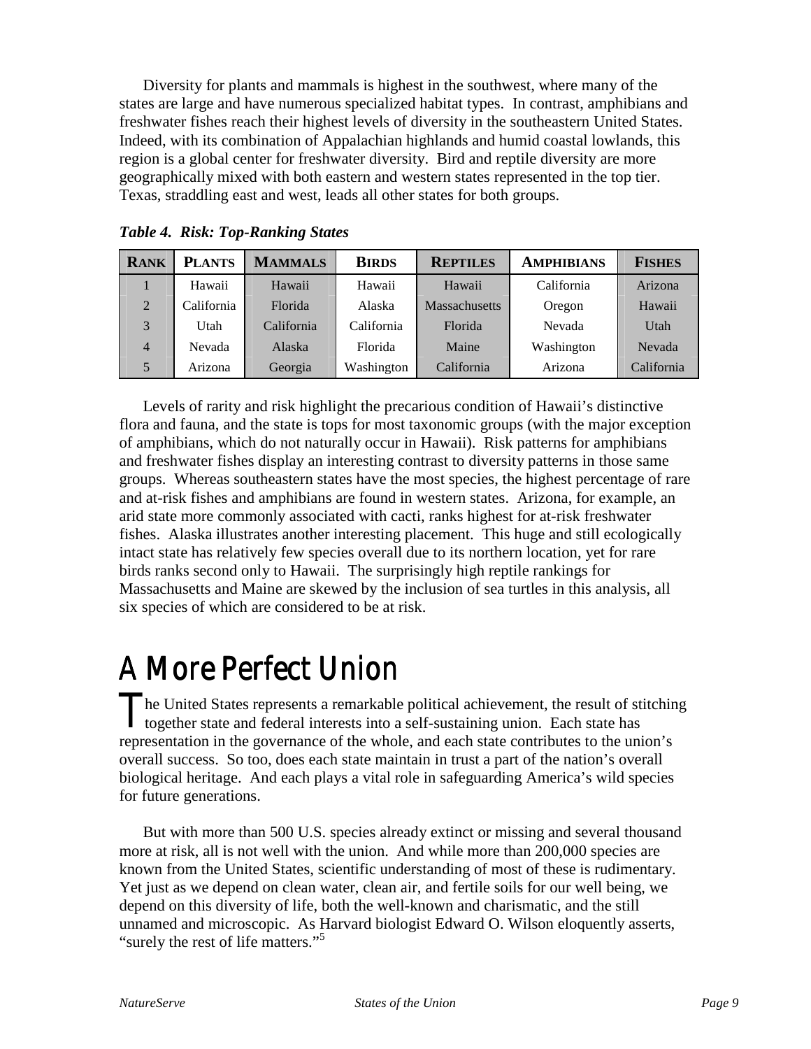Diversity for plants and mammals is highest in the southwest, where many of the states are large and have numerous specialized habitat types. In contrast, amphibians and freshwater fishes reach their highest levels of diversity in the southeastern United States. Indeed, with its combination of Appalachian highlands and humid coastal lowlands, this region is a global center for freshwater diversity. Bird and reptile diversity are more geographically mixed with both eastern and western states represented in the top tier. Texas, straddling east and west, leads all other states for both groups.

***Table 4. Risk: Top-Ranking States***

| RANK | PLANTS | MAMMALS | BIRDS | REPTILES | AMPHIBIANS | FISHES |
|---|---|---|---|---|---|---|
| 1 | Hawaii | Hawaii | Hawaii | Hawaii | California | Arizona |
| 2 | California | Florida | Alaska | Massachusetts | Oregon | Hawaii |
| 3 | Utah | California | California | Florida | Nevada | Utah |
| 4 | Nevada | Alaska | Florida | Maine | Washington | Nevada |
| 5 | Arizona | Georgia | Washington | California | Arizona | California |

Levels of rarity and risk highlight the precarious condition of Hawaii's distinctive flora and fauna, and the state is tops for most taxonomic groups (with the major exception of amphibians, which do not naturally occur in Hawaii). Risk patterns for amphibians and freshwater fishes display an interesting contrast to diversity patterns in those same groups. Whereas southeastern states have the most species, the highest percentage of rare and at-risk fishes and amphibians are found in western states. Arizona, for example, an arid state more commonly associated with cacti, ranks highest for at-risk freshwater fishes. Alaska illustrates another interesting placement. This huge and still ecologically intact state has relatively few species overall due to its northern location, yet for rare birds ranks second only to Hawaii. The surprisingly high reptile rankings for Massachusetts and Maine are skewed by the inclusion of sea turtles in this analysis, all six species of which are considered to be at risk.

# A More Perfect Union

The United States represents a remarkable political achievement, the result of stitching together state and federal interests into a self-sustaining union. Each state has representation in the governance of the whole, and each state contributes to the union's overall success. So too, does each state maintain in trust a part of the nation's overall biological heritage. And each plays a vital role in safeguarding America's wild species for future generations.

But with more than 500 U.S. species already extinct or missing and several thousand more at risk, all is not well with the union. And while more than 200,000 species are known from the United States, scientific understanding of most of these is rudimentary. Yet just as we depend on clean water, clean air, and fertile soils for our well being, we depend on this diversity of life, both the well-known and charismatic, and the still unnamed and microscopic. As Harvard biologist Edward O. Wilson eloquently asserts, "surely the rest of life matters."[5]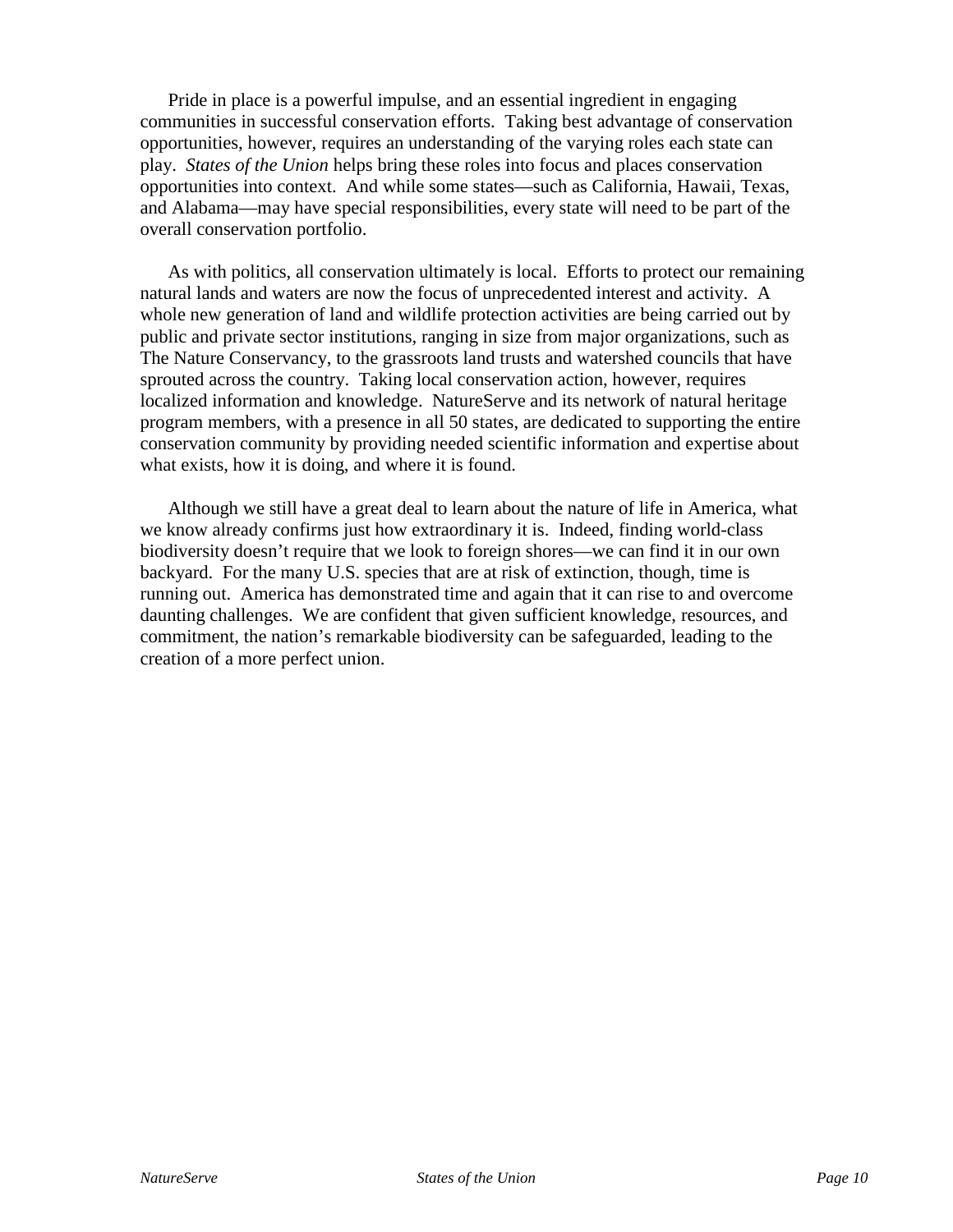Pride in place is a powerful impulse, and an essential ingredient in engaging communities in successful conservation efforts. Taking best advantage of conservation opportunities, however, requires an understanding of the varying roles each state can play. *States of the Union* helps bring these roles into focus and places conservation opportunities into context. And while some states—such as California, Hawaii, Texas, and Alabama—may have special responsibilities, every state will need to be part of the overall conservation portfolio.

As with politics, all conservation ultimately is local. Efforts to protect our remaining natural lands and waters are now the focus of unprecedented interest and activity. A whole new generation of land and wildlife protection activities are being carried out by public and private sector institutions, ranging in size from major organizations, such as The Nature Conservancy, to the grassroots land trusts and watershed councils that have sprouted across the country. Taking local conservation action, however, requires localized information and knowledge. NatureServe and its network of natural heritage program members, with a presence in all 50 states, are dedicated to supporting the entire conservation community by providing needed scientific information and expertise about what exists, how it is doing, and where it is found.

Although we still have a great deal to learn about the nature of life in America, what we know already confirms just how extraordinary it is. Indeed, finding world-class biodiversity doesn't require that we look to foreign shores—we can find it in our own backyard. For the many U.S. species that are at risk of extinction, though, time is running out. America has demonstrated time and again that it can rise to and overcome daunting challenges. We are confident that given sufficient knowledge, resources, and commitment, the nation's remarkable biodiversity can be safeguarded, leading to the creation of a more perfect union.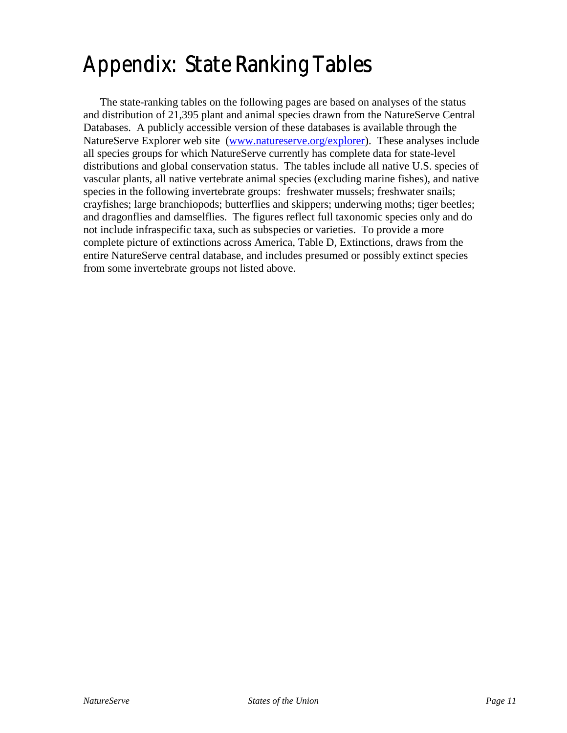# Appendix: State Ranking Tables

The state-ranking tables on the following pages are based on analyses of the status and distribution of 21,395 plant and animal species drawn from the NatureServe Central Databases. A publicly accessible version of these databases is available through the NatureServe Explorer web site ([www.natureserve.org/explorer](www.natureserve.org/explorer)). These analyses include all species groups for which NatureServe currently has complete data for state-level distributions and global conservation status. The tables include all native U.S. species of vascular plants, all native vertebrate animal species (excluding marine fishes), and native species in the following invertebrate groups: freshwater mussels; freshwater snails; crayfishes; large branchiopods; butterflies and skippers; underwing moths; tiger beetles; and dragonflies and damselflies. The figures reflect full taxonomic species only and do not include infraspecific taxa, such as subspecies or varieties. To provide a more complete picture of extinctions across America, Table D, Extinctions, draws from the entire NatureServe central database, and includes presumed or possibly extinct species from some invertebrate groups not listed above.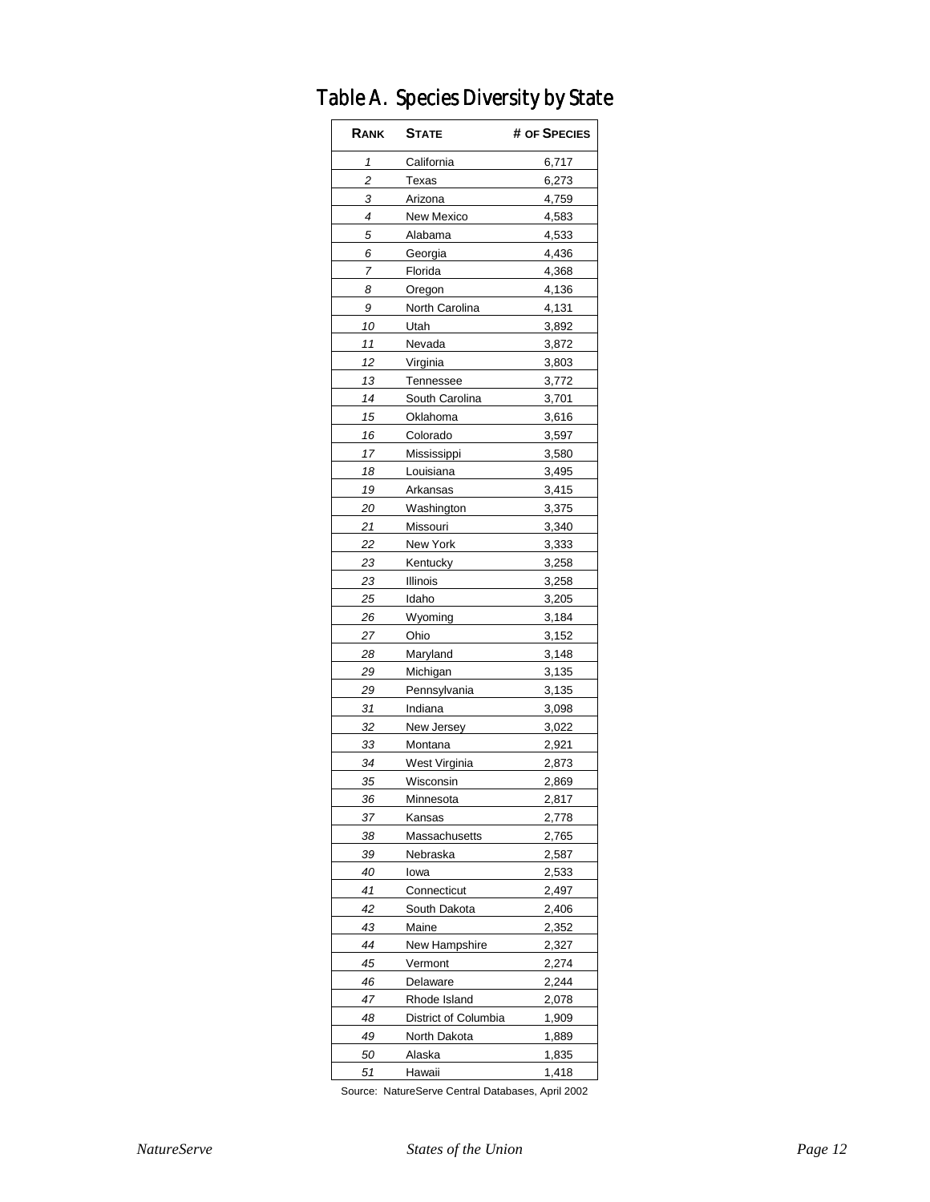## Table A. Species Diversity by State

| RANK | STATE | # OF SPECIES |
|---|---|---|
| *1* | California | 6,717 |
| *2* | Texas | 6,273 |
| *3* | Arizona | 4,759 |
| *4* | New Mexico | 4,583 |
| *5* | Alabama | 4,533 |
| *6* | Georgia | 4,436 |
| *7* | Florida | 4,368 |
| *8* | Oregon | 4,136 |
| *9* | North Carolina | 4,131 |
| *10* | Utah | 3,892 |
| *11* | Nevada | 3,872 |
| *12* | Virginia | 3,803 |
| *13* | Tennessee | 3,772 |
| *14* | South Carolina | 3,701 |
| *15* | Oklahoma | 3,616 |
| *16* | Colorado | 3,597 |
| *17* | Mississippi | 3,580 |
| *18* | Louisiana | 3,495 |
| *19* | Arkansas | 3,415 |
| *20* | Washington | 3,375 |
| *21* | Missouri | 3,340 |
| *22* | New York | 3,333 |
| *23* | Kentucky | 3,258 |
| *23* | Illinois | 3,258 |
| *25* | Idaho | 3,205 |
| *26* | Wyoming | 3,184 |
| *27* | Ohio | 3,152 |
| *28* | Maryland | 3,148 |
| *29* | Michigan | 3,135 |
| *29* | Pennsylvania | 3,135 |
| *31* | Indiana | 3,098 |
| *32* | New Jersey | 3,022 |
| *33* | Montana | 2,921 |
| *34* | West Virginia | 2,873 |
| *35* | Wisconsin | 2,869 |
| *36* | Minnesota | 2,817 |
| *37* | Kansas | 2,778 |
| *38* | Massachusetts | 2,765 |
| *39* | Nebraska | 2,587 |
| *40* | Iowa | 2,533 |
| *41* | Connecticut | 2,497 |
| *42* | South Dakota | 2,406 |
| *43* | Maine | 2,352 |
| *44* | New Hampshire | 2,327 |
| *45* | Vermont | 2,274 |
| *46* | Delaware | 2,244 |
| *47* | Rhode Island | 2,078 |
| *48* | District of Columbia | 1,909 |
| *49* | North Dakota | 1,889 |
| *50* | Alaska | 1,835 |
| *51* | Hawaii | 1,418 |

Source: NatureServe Central Databases, April 2002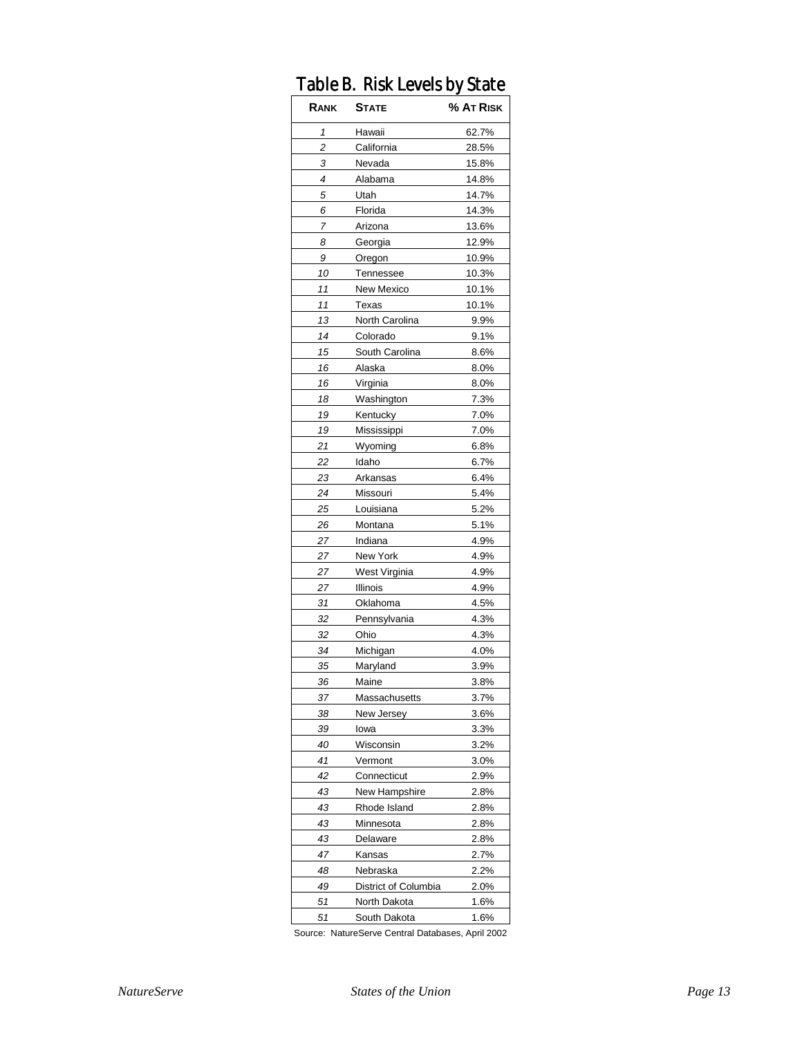## Table B. Risk Levels by State

| Rank | State | % At Risk |
|---|---|---|
| 1 | Hawaii | 62.7% |
| 2 | California | 28.5% |
| 3 | Nevada | 15.8% |
| 4 | Alabama | 14.8% |
| 5 | Utah | 14.7% |
| 6 | Florida | 14.3% |
| 7 | Arizona | 13.6% |
| 8 | Georgia | 12.9% |
| 9 | Oregon | 10.9% |
| 10 | Tennessee | 10.3% |
| 11 | New Mexico | 10.1% |
| 11 | Texas | 10.1% |
| 13 | North Carolina | 9.9% |
| 14 | Colorado | 9.1% |
| 15 | South Carolina | 8.6% |
| 16 | Alaska | 8.0% |
| 16 | Virginia | 8.0% |
| 18 | Washington | 7.3% |
| 19 | Kentucky | 7.0% |
| 19 | Mississippi | 7.0% |
| 21 | Wyoming | 6.8% |
| 22 | Idaho | 6.7% |
| 23 | Arkansas | 6.4% |
| 24 | Missouri | 5.4% |
| 25 | Louisiana | 5.2% |
| 26 | Montana | 5.1% |
| 27 | Indiana | 4.9% |
| 27 | New York | 4.9% |
| 27 | West Virginia | 4.9% |
| 27 | Illinois | 4.9% |
| 31 | Oklahoma | 4.5% |
| 32 | Pennsylvania | 4.3% |
| 32 | Ohio | 4.3% |
| 34 | Michigan | 4.0% |
| 35 | Maryland | 3.9% |
| 36 | Maine | 3.8% |
| 37 | Massachusetts | 3.7% |
| 38 | New Jersey | 3.6% |
| 39 | Iowa | 3.3% |
| 40 | Wisconsin | 3.2% |
| 41 | Vermont | 3.0% |
| 42 | Connecticut | 2.9% |
| 43 | New Hampshire | 2.8% |
| 43 | Rhode Island | 2.8% |
| 43 | Minnesota | 2.8% |
| 43 | Delaware | 2.8% |
| 47 | Kansas | 2.7% |
| 48 | Nebraska | 2.2% |
| 49 | District of Columbia | 2.0% |
| 51 | North Dakota | 1.6% |
| 51 | South Dakota | 1.6% |

Source: NatureServe Central Databases, April 2002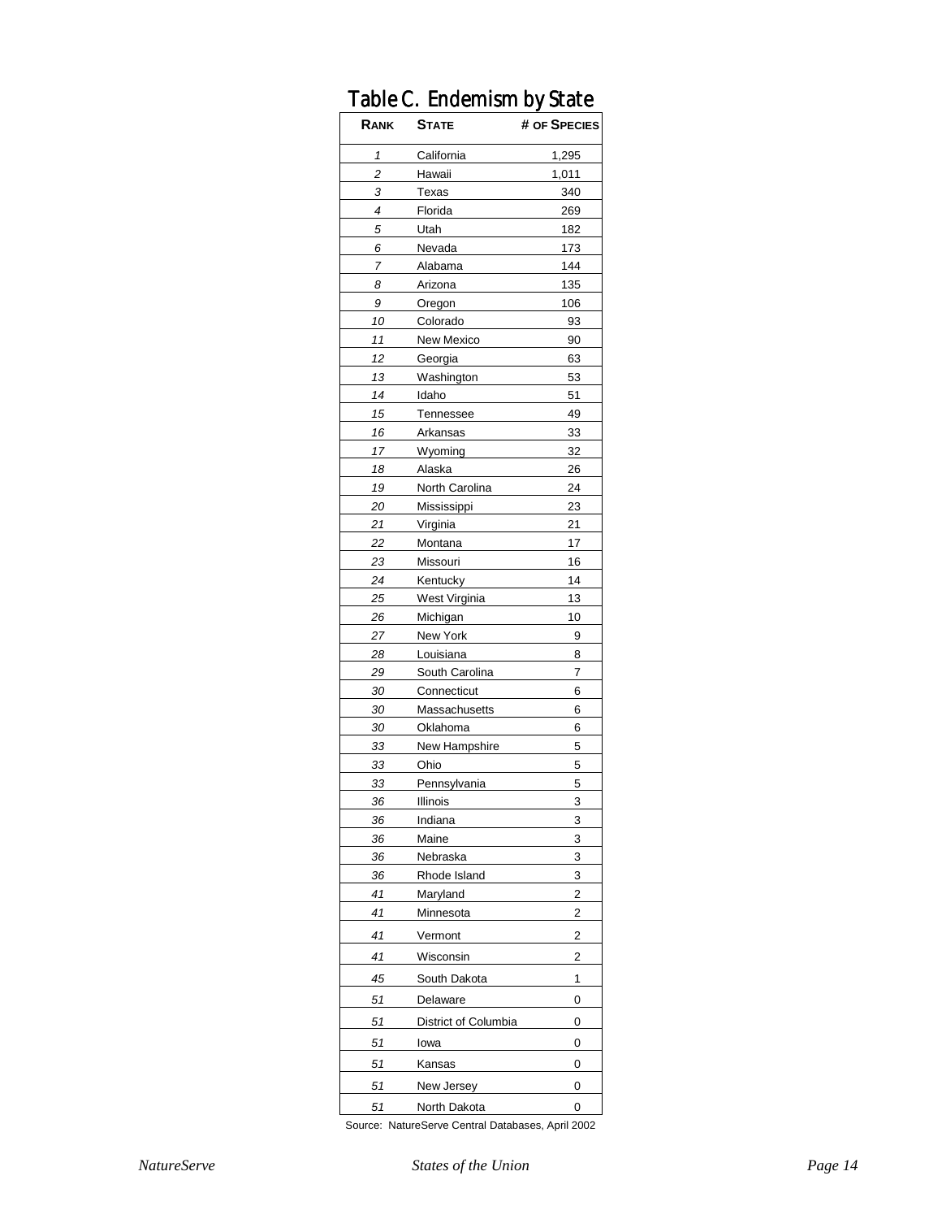# Table C. Endemism by State

| RANK | STATE | # OF SPECIES |
|---|---|---|
| 1 | California | 1,295 |
| 2 | Hawaii | 1,011 |
| 3 | Texas | 340 |
| 4 | Florida | 269 |
| 5 | Utah | 182 |
| 6 | Nevada | 173 |
| 7 | Alabama | 144 |
| 8 | Arizona | 135 |
| 9 | Oregon | 106 |
| 10 | Colorado | 93 |
| 11 | New Mexico | 90 |
| 12 | Georgia | 63 |
| 13 | Washington | 53 |
| 14 | Idaho | 51 |
| 15 | Tennessee | 49 |
| 16 | Arkansas | 33 |
| 17 | Wyoming | 32 |
| 18 | Alaska | 26 |
| 19 | North Carolina | 24 |
| 20 | Mississippi | 23 |
| 21 | Virginia | 21 |
| 22 | Montana | 17 |
| 23 | Missouri | 16 |
| 24 | Kentucky | 14 |
| 25 | West Virginia | 13 |
| 26 | Michigan | 10 |
| 27 | New York | 9 |
| 28 | Louisiana | 8 |
| 29 | South Carolina | 7 |
| 30 | Connecticut | 6 |
| 30 | Massachusetts | 6 |
| 30 | Oklahoma | 6 |
| 33 | New Hampshire | 5 |
| 33 | Ohio | 5 |
| 33 | Pennsylvania | 5 |
| 36 | Illinois | 3 |
| 36 | Indiana | 3 |
| 36 | Maine | 3 |
| 36 | Nebraska | 3 |
| 36 | Rhode Island | 3 |
| 41 | Maryland | 2 |
| 41 | Minnesota | 2 |
| 41 | Vermont | 2 |
| 41 | Wisconsin | 2 |
| 45 | South Dakota | 1 |
| 51 | Delaware | 0 |
| 51 | District of Columbia | 0 |
| 51 | Iowa | 0 |
| 51 | Kansas | 0 |
| 51 | New Jersey | 0 |
| 51 | North Dakota | 0 |

Source: NatureServe Central Databases, April 2002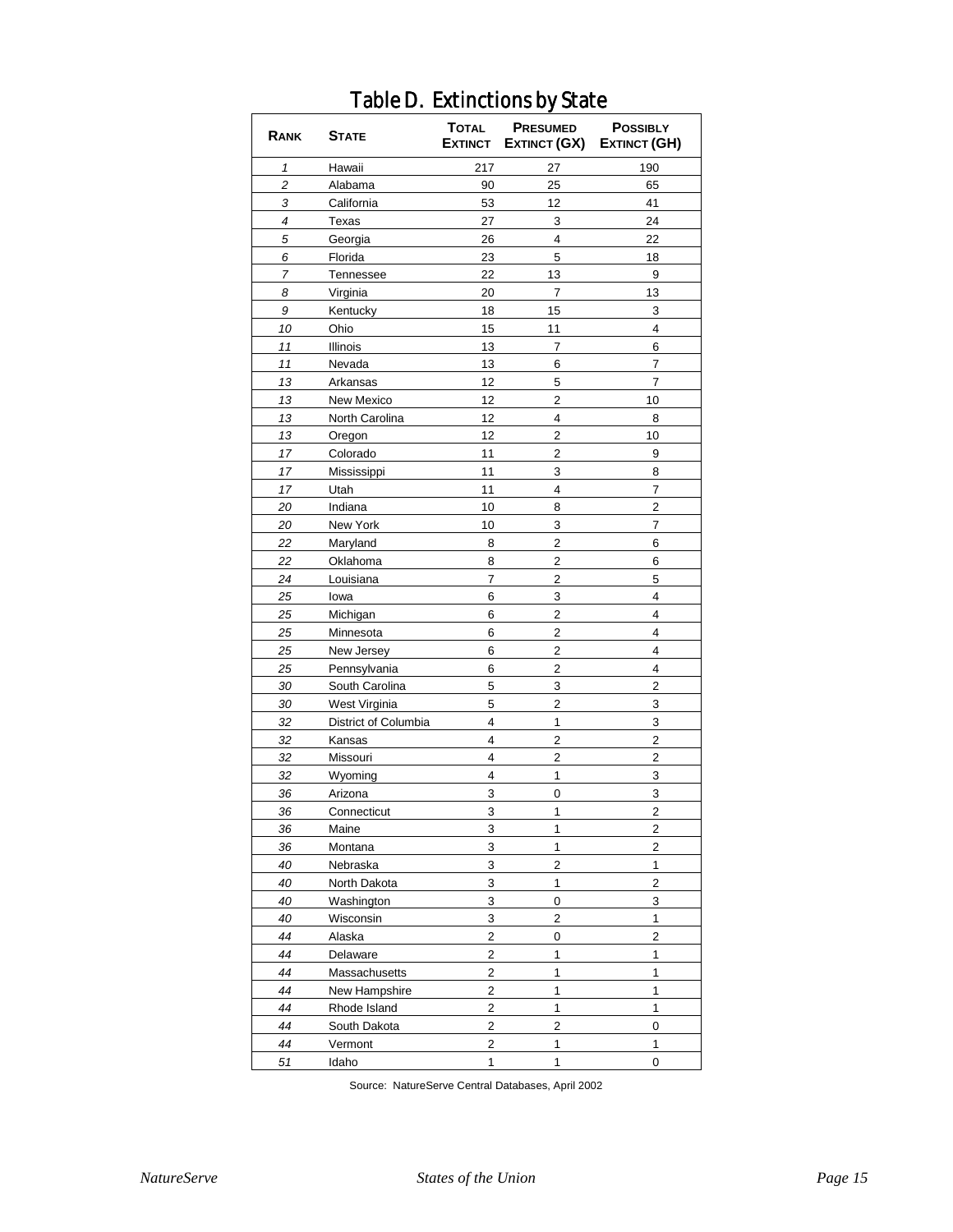# Table D. Extinctions by State

| Rank | State | Total Extinct | Presumed Extinct (GX) | Possibly Extinct (GH) |
|---|---|---|---|---|
| 1 | Hawaii | 217 | 27 | 190 |
| 2 | Alabama | 90 | 25 | 65 |
| 3 | California | 53 | 12 | 41 |
| 4 | Texas | 27 | 3 | 24 |
| 5 | Georgia | 26 | 4 | 22 |
| 6 | Florida | 23 | 5 | 18 |
| 7 | Tennessee | 22 | 13 | 9 |
| 8 | Virginia | 20 | 7 | 13 |
| 9 | Kentucky | 18 | 15 | 3 |
| 10 | Ohio | 15 | 11 | 4 |
| 11 | Illinois | 13 | 7 | 6 |
| 11 | Nevada | 13 | 6 | 7 |
| 13 | Arkansas | 12 | 5 | 7 |
| 13 | New Mexico | 12 | 2 | 10 |
| 13 | North Carolina | 12 | 4 | 8 |
| 13 | Oregon | 12 | 2 | 10 |
| 17 | Colorado | 11 | 2 | 9 |
| 17 | Mississippi | 11 | 3 | 8 |
| 17 | Utah | 11 | 4 | 7 |
| 20 | Indiana | 10 | 8 | 2 |
| 20 | New York | 10 | 3 | 7 |
| 22 | Maryland | 8 | 2 | 6 |
| 22 | Oklahoma | 8 | 2 | 6 |
| 24 | Louisiana | 7 | 2 | 5 |
| 25 | Iowa | 6 | 3 | 4 |
| 25 | Michigan | 6 | 2 | 4 |
| 25 | Minnesota | 6 | 2 | 4 |
| 25 | New Jersey | 6 | 2 | 4 |
| 25 | Pennsylvania | 6 | 2 | 4 |
| 30 | South Carolina | 5 | 3 | 2 |
| 30 | West Virginia | 5 | 2 | 3 |
| 32 | District of Columbia | 4 | 1 | 3 |
| 32 | Kansas | 4 | 2 | 2 |
| 32 | Missouri | 4 | 2 | 2 |
| 32 | Wyoming | 4 | 1 | 3 |
| 36 | Arizona | 3 | 0 | 3 |
| 36 | Connecticut | 3 | 1 | 2 |
| 36 | Maine | 3 | 1 | 2 |
| 36 | Montana | 3 | 1 | 2 |
| 40 | Nebraska | 3 | 2 | 1 |
| 40 | North Dakota | 3 | 1 | 2 |
| 40 | Washington | 3 | 0 | 3 |
| 40 | Wisconsin | 3 | 2 | 1 |
| 44 | Alaska | 2 | 0 | 2 |
| 44 | Delaware | 2 | 1 | 1 |
| 44 | Massachusetts | 2 | 1 | 1 |
| 44 | New Hampshire | 2 | 1 | 1 |
| 44 | Rhode Island | 2 | 1 | 1 |
| 44 | South Dakota | 2 | 2 | 0 |
| 44 | Vermont | 2 | 1 | 1 |
| 51 | Idaho | 1 | 1 | 0 |

Source: NatureServe Central Databases, April 2002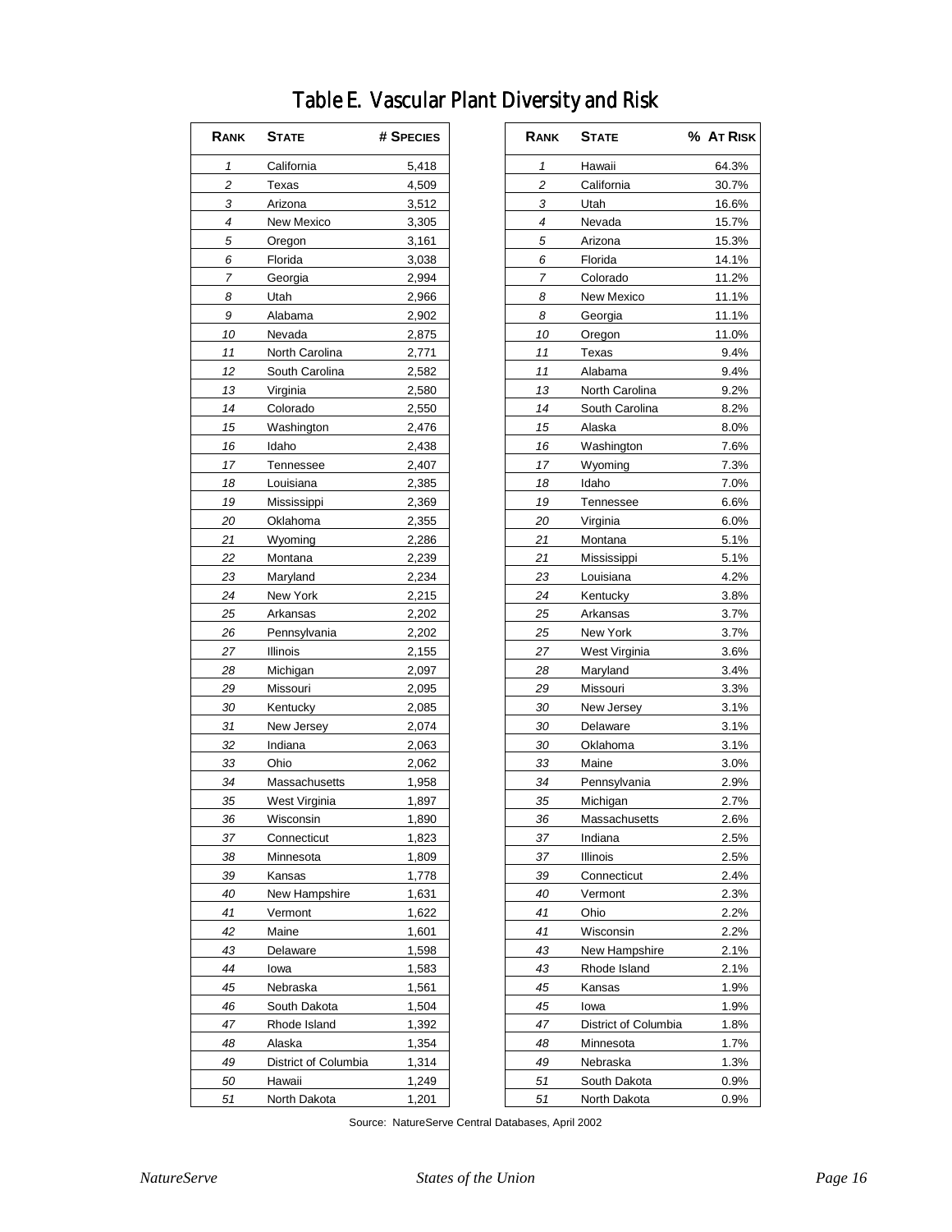# Table E. Vascular Plant Diversity and Risk

| Rank | State | # Species |
|---|---|---|
| 1 | California | 5,418 |
| 2 | Texas | 4,509 |
| 3 | Arizona | 3,512 |
| 4 | New Mexico | 3,305 |
| 5 | Oregon | 3,161 |
| 6 | Florida | 3,038 |
| 7 | Georgia | 2,994 |
| 8 | Utah | 2,966 |
| 9 | Alabama | 2,902 |
| 10 | Nevada | 2,875 |
| 11 | North Carolina | 2,771 |
| 12 | South Carolina | 2,582 |
| 13 | Virginia | 2,580 |
| 14 | Colorado | 2,550 |
| 15 | Washington | 2,476 |
| 16 | Idaho | 2,438 |
| 17 | Tennessee | 2,407 |
| 18 | Louisiana | 2,385 |
| 19 | Mississippi | 2,369 |
| 20 | Oklahoma | 2,355 |
| 21 | Wyoming | 2,286 |
| 22 | Montana | 2,239 |
| 23 | Maryland | 2,234 |
| 24 | New York | 2,215 |
| 25 | Arkansas | 2,202 |
| 26 | Pennsylvania | 2,202 |
| 27 | Illinois | 2,155 |
| 28 | Michigan | 2,097 |
| 29 | Missouri | 2,095 |
| 30 | Kentucky | 2,085 |
| 31 | New Jersey | 2,074 |
| 32 | Indiana | 2,063 |
| 33 | Ohio | 2,062 |
| 34 | Massachusetts | 1,958 |
| 35 | West Virginia | 1,897 |
| 36 | Wisconsin | 1,890 |
| 37 | Connecticut | 1,823 |
| 38 | Minnesota | 1,809 |
| 39 | Kansas | 1,778 |
| 40 | New Hampshire | 1,631 |
| 41 | Vermont | 1,622 |
| 42 | Maine | 1,601 |
| 43 | Delaware | 1,598 |
| 44 | Iowa | 1,583 |
| 45 | Nebraska | 1,561 |
| 46 | South Dakota | 1,504 |
| 47 | Rhode Island | 1,392 |
| 48 | Alaska | 1,354 |
| 49 | District of Columbia | 1,314 |
| 50 | Hawaii | 1,249 |
| 51 | North Dakota | 1,201 |

| Rank | State | % At Risk |
|---|---|---|
| 1 | Hawaii | 64.3% |
| 2 | California | 30.7% |
| 3 | Utah | 16.6% |
| 4 | Nevada | 15.7% |
| 5 | Arizona | 15.3% |
| 6 | Florida | 14.1% |
| 7 | Colorado | 11.2% |
| 8 | New Mexico | 11.1% |
| 8 | Georgia | 11.1% |
| 10 | Oregon | 11.0% |
| 11 | Texas | 9.4% |
| 11 | Alabama | 9.4% |
| 13 | North Carolina | 9.2% |
| 14 | South Carolina | 8.2% |
| 15 | Alaska | 8.0% |
| 16 | Washington | 7.6% |
| 17 | Wyoming | 7.3% |
| 18 | Idaho | 7.0% |
| 19 | Tennessee | 6.6% |
| 20 | Virginia | 6.0% |
| 21 | Montana | 5.1% |
| 21 | Mississippi | 5.1% |
| 23 | Louisiana | 4.2% |
| 24 | Kentucky | 3.8% |
| 25 | Arkansas | 3.7% |
| 25 | New York | 3.7% |
| 27 | West Virginia | 3.6% |
| 28 | Maryland | 3.4% |
| 29 | Missouri | 3.3% |
| 30 | New Jersey | 3.1% |
| 30 | Delaware | 3.1% |
| 30 | Oklahoma | 3.1% |
| 33 | Maine | 3.0% |
| 34 | Pennsylvania | 2.9% |
| 35 | Michigan | 2.7% |
| 36 | Massachusetts | 2.6% |
| 37 | Indiana | 2.5% |
| 37 | Illinois | 2.5% |
| 39 | Connecticut | 2.4% |
| 40 | Vermont | 2.3% |
| 41 | Ohio | 2.2% |
| 41 | Wisconsin | 2.2% |
| 43 | New Hampshire | 2.1% |
| 43 | Rhode Island | 2.1% |
| 45 | Kansas | 1.9% |
| 45 | Iowa | 1.9% |
| 47 | District of Columbia | 1.8% |
| 48 | Minnesota | 1.7% |
| 49 | Nebraska | 1.3% |
| 51 | South Dakota | 0.9% |
| 51 | North Dakota | 0.9% |

Source: NatureServe Central Databases, April 2002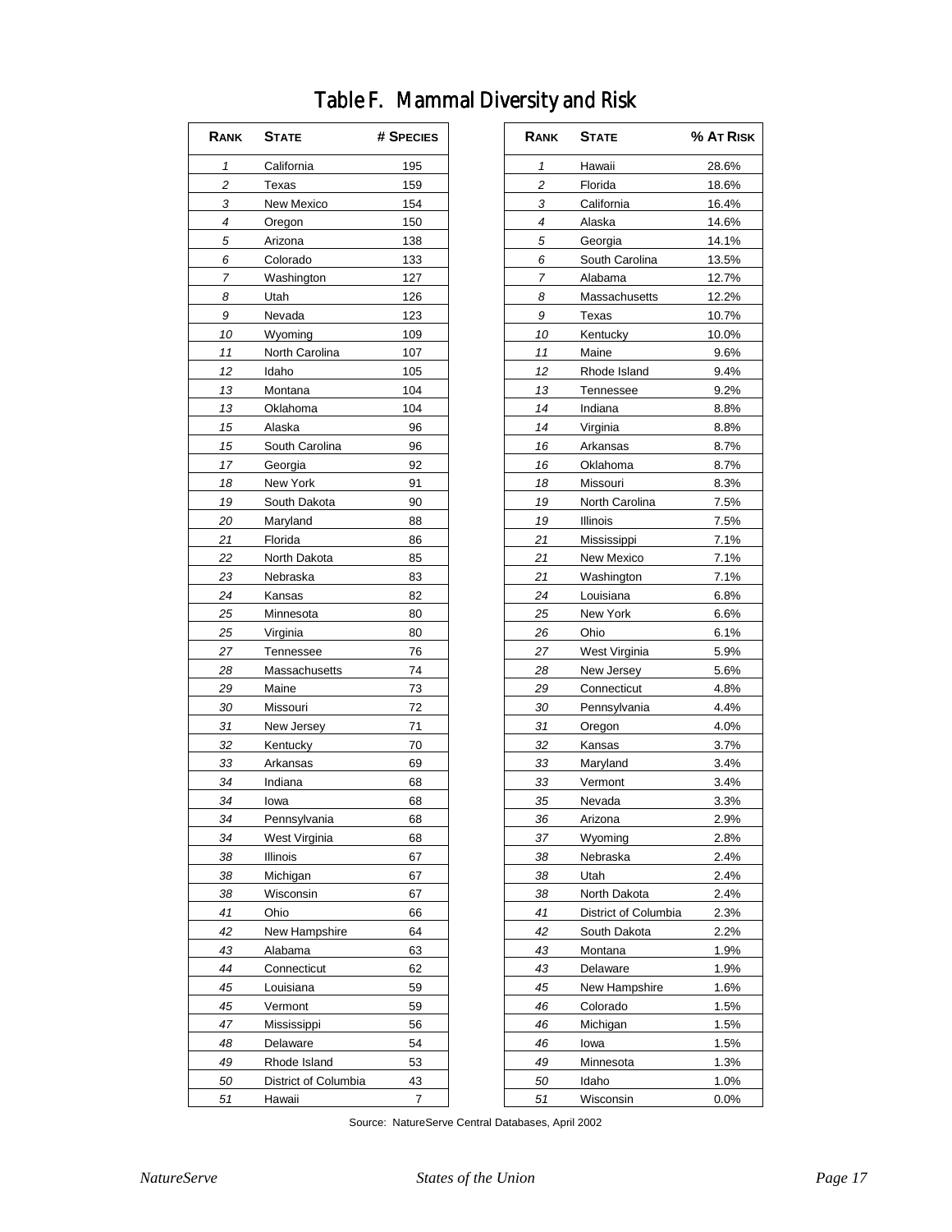# Table F. Mammal Diversity and Risk

| Rank | State | # Species |
|---|---|---|
| 1 | California | 195 |
| 2 | Texas | 159 |
| 3 | New Mexico | 154 |
| 4 | Oregon | 150 |
| 5 | Arizona | 138 |
| 6 | Colorado | 133 |
| 7 | Washington | 127 |
| 8 | Utah | 126 |
| 9 | Nevada | 123 |
| 10 | Wyoming | 109 |
| 11 | North Carolina | 107 |
| 12 | Idaho | 105 |
| 13 | Montana | 104 |
| 13 | Oklahoma | 104 |
| 15 | Alaska | 96 |
| 15 | South Carolina | 96 |
| 17 | Georgia | 92 |
| 18 | New York | 91 |
| 19 | South Dakota | 90 |
| 20 | Maryland | 88 |
| 21 | Florida | 86 |
| 22 | North Dakota | 85 |
| 23 | Nebraska | 83 |
| 24 | Kansas | 82 |
| 25 | Minnesota | 80 |
| 25 | Virginia | 80 |
| 27 | Tennessee | 76 |
| 28 | Massachusetts | 74 |
| 29 | Maine | 73 |
| 30 | Missouri | 72 |
| 31 | New Jersey | 71 |
| 32 | Kentucky | 70 |
| 33 | Arkansas | 69 |
| 34 | Indiana | 68 |
| 34 | Iowa | 68 |
| 34 | Pennsylvania | 68 |
| 34 | West Virginia | 68 |
| 38 | Illinois | 67 |
| 38 | Michigan | 67 |
| 38 | Wisconsin | 67 |
| 41 | Ohio | 66 |
| 42 | New Hampshire | 64 |
| 43 | Alabama | 63 |
| 44 | Connecticut | 62 |
| 45 | Louisiana | 59 |
| 45 | Vermont | 59 |
| 47 | Mississippi | 56 |
| 48 | Delaware | 54 |
| 49 | Rhode Island | 53 |
| 50 | District of Columbia | 43 |
| 51 | Hawaii | 7 |

| Rank | State | % At Risk |
|---|---|---|
| 1 | Hawaii | 28.6% |
| 2 | Florida | 18.6% |
| 3 | California | 16.4% |
| 4 | Alaska | 14.6% |
| 5 | Georgia | 14.1% |
| 6 | South Carolina | 13.5% |
| 7 | Alabama | 12.7% |
| 8 | Massachusetts | 12.2% |
| 9 | Texas | 10.7% |
| 10 | Kentucky | 10.0% |
| 11 | Maine | 9.6% |
| 12 | Rhode Island | 9.4% |
| 13 | Tennessee | 9.2% |
| 14 | Indiana | 8.8% |
| 14 | Virginia | 8.8% |
| 16 | Arkansas | 8.7% |
| 16 | Oklahoma | 8.7% |
| 18 | Missouri | 8.3% |
| 19 | North Carolina | 7.5% |
| 19 | Illinois | 7.5% |
| 21 | Mississippi | 7.1% |
| 21 | New Mexico | 7.1% |
| 21 | Washington | 7.1% |
| 24 | Louisiana | 6.8% |
| 25 | New York | 6.6% |
| 26 | Ohio | 6.1% |
| 27 | West Virginia | 5.9% |
| 28 | New Jersey | 5.6% |
| 29 | Connecticut | 4.8% |
| 30 | Pennsylvania | 4.4% |
| 31 | Oregon | 4.0% |
| 32 | Kansas | 3.7% |
| 33 | Maryland | 3.4% |
| 33 | Vermont | 3.4% |
| 35 | Nevada | 3.3% |
| 36 | Arizona | 2.9% |
| 37 | Wyoming | 2.8% |
| 38 | Nebraska | 2.4% |
| 38 | Utah | 2.4% |
| 38 | North Dakota | 2.4% |
| 41 | District of Columbia | 2.3% |
| 42 | South Dakota | 2.2% |
| 43 | Montana | 1.9% |
| 43 | Delaware | 1.9% |
| 45 | New Hampshire | 1.6% |
| 46 | Colorado | 1.5% |
| 46 | Michigan | 1.5% |
| 46 | Iowa | 1.5% |
| 49 | Minnesota | 1.3% |
| 50 | Idaho | 1.0% |
| 51 | Wisconsin | 0.0% |

Source: NatureServe Central Databases, April 2002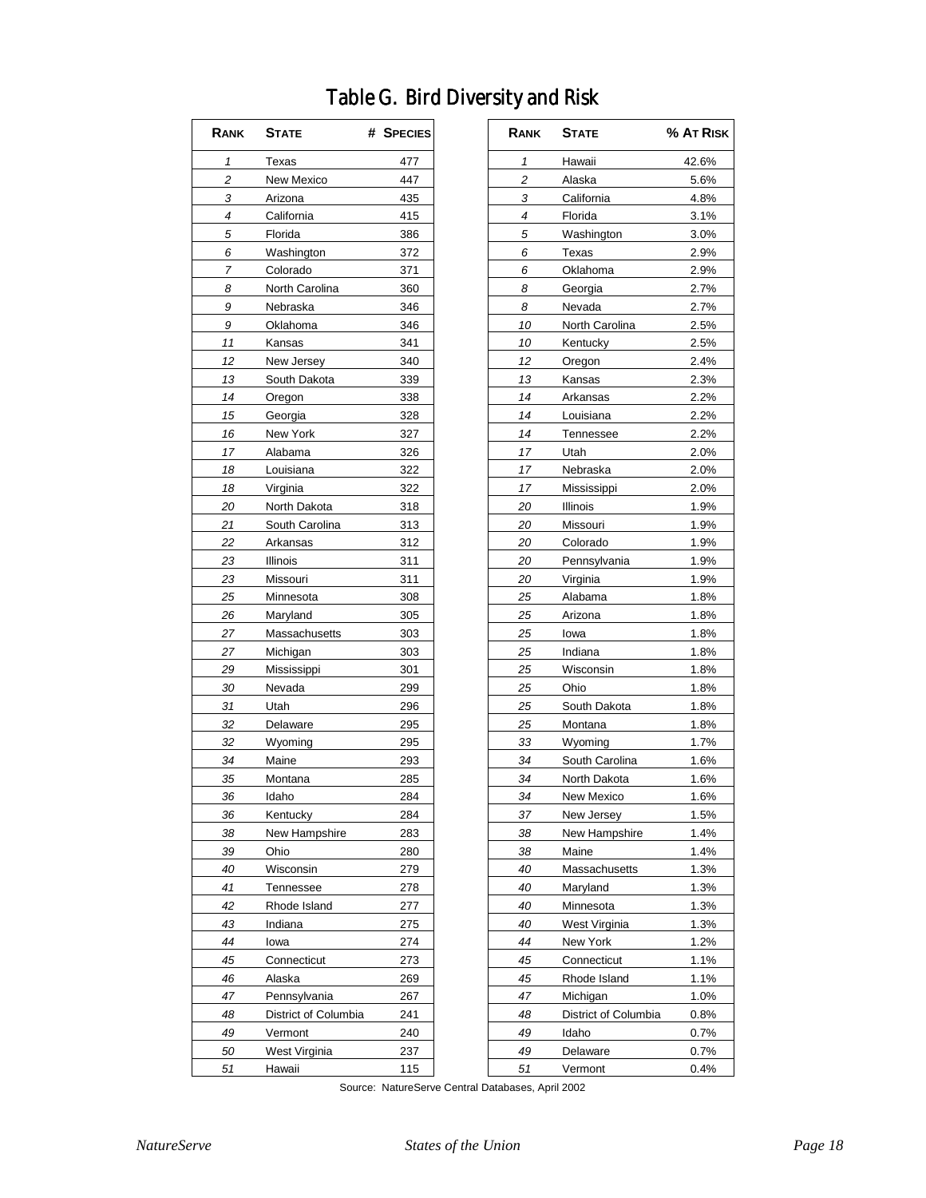# Table G. Bird Diversity and Risk

| Rank | State | # Species |
|---|---|---|
| *1* | Texas | 477 |
| *2* | New Mexico | 447 |
| *3* | Arizona | 435 |
| *4* | California | 415 |
| *5* | Florida | 386 |
| *6* | Washington | 372 |
| *7* | Colorado | 371 |
| *8* | North Carolina | 360 |
| *9* | Nebraska | 346 |
| *9* | Oklahoma | 346 |
| *11* | Kansas | 341 |
| *12* | New Jersey | 340 |
| *13* | South Dakota | 339 |
| *14* | Oregon | 338 |
| *15* | Georgia | 328 |
| *16* | New York | 327 |
| *17* | Alabama | 326 |
| *18* | Louisiana | 322 |
| *18* | Virginia | 322 |
| *20* | North Dakota | 318 |
| *21* | South Carolina | 313 |
| *22* | Arkansas | 312 |
| *23* | Illinois | 311 |
| *23* | Missouri | 311 |
| *25* | Minnesota | 308 |
| *26* | Maryland | 305 |
| *27* | Massachusetts | 303 |
| *27* | Michigan | 303 |
| *29* | Mississippi | 301 |
| *30* | Nevada | 299 |
| *31* | Utah | 296 |
| *32* | Delaware | 295 |
| *32* | Wyoming | 295 |
| *34* | Maine | 293 |
| *35* | Montana | 285 |
| *36* | Idaho | 284 |
| *36* | Kentucky | 284 |
| *38* | New Hampshire | 283 |
| *39* | Ohio | 280 |
| *40* | Wisconsin | 279 |
| *41* | Tennessee | 278 |
| *42* | Rhode Island | 277 |
| *43* | Indiana | 275 |
| *44* | Iowa | 274 |
| *45* | Connecticut | 273 |
| *46* | Alaska | 269 |
| *47* | Pennsylvania | 267 |
| *48* | District of Columbia | 241 |
| *49* | Vermont | 240 |
| *50* | West Virginia | 237 |
| *51* | Hawaii | 115 |

| Rank | State | % At Risk |
|---|---|---|
| *1* | Hawaii | 42.6% |
| *2* | Alaska | 5.6% |
| *3* | California | 4.8% |
| *4* | Florida | 3.1% |
| *5* | Washington | 3.0% |
| *6* | Texas | 2.9% |
| *6* | Oklahoma | 2.9% |
| *8* | Georgia | 2.7% |
| *8* | Nevada | 2.7% |
| *10* | North Carolina | 2.5% |
| *10* | Kentucky | 2.5% |
| *12* | Oregon | 2.4% |
| *13* | Kansas | 2.3% |
| *14* | Arkansas | 2.2% |
| *14* | Louisiana | 2.2% |
| *14* | Tennessee | 2.2% |
| *17* | Utah | 2.0% |
| *17* | Nebraska | 2.0% |
| *17* | Mississippi | 2.0% |
| *20* | Illinois | 1.9% |
| *20* | Missouri | 1.9% |
| *20* | Colorado | 1.9% |
| *20* | Pennsylvania | 1.9% |
| *20* | Virginia | 1.9% |
| *25* | Alabama | 1.8% |
| *25* | Arizona | 1.8% |
| *25* | Iowa | 1.8% |
| *25* | Indiana | 1.8% |
| *25* | Wisconsin | 1.8% |
| *25* | Ohio | 1.8% |
| *25* | South Dakota | 1.8% |
| *25* | Montana | 1.8% |
| *33* | Wyoming | 1.7% |
| *34* | South Carolina | 1.6% |
| *34* | North Dakota | 1.6% |
| *34* | New Mexico | 1.6% |
| *37* | New Jersey | 1.5% |
| *38* | New Hampshire | 1.4% |
| *38* | Maine | 1.4% |
| *40* | Massachusetts | 1.3% |
| *40* | Maryland | 1.3% |
| *40* | Minnesota | 1.3% |
| *40* | West Virginia | 1.3% |
| *44* | New York | 1.2% |
| *45* | Connecticut | 1.1% |
| *45* | Rhode Island | 1.1% |
| *47* | Michigan | 1.0% |
| *48* | District of Columbia | 0.8% |
| *49* | Idaho | 0.7% |
| *49* | Delaware | 0.7% |
| *51* | Vermont | 0.4% |

Source: NatureServe Central Databases, April 2002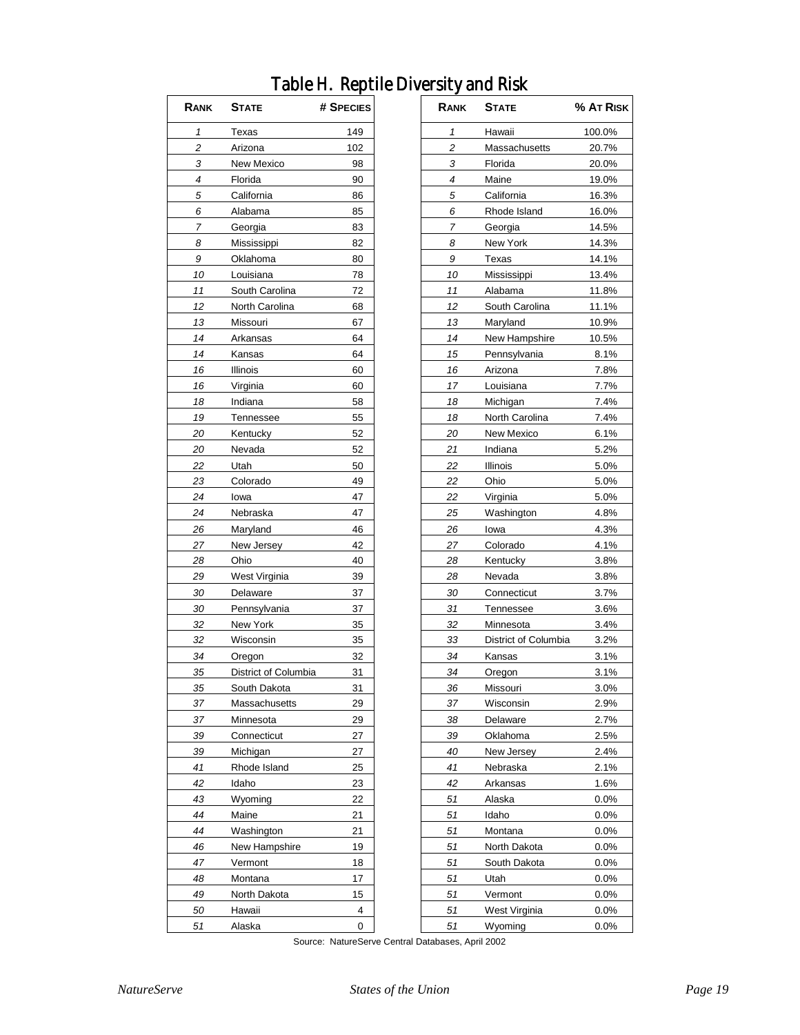# Table H. Reptile Diversity and Risk

| Rank | State | # Species |
|---|---|---|
| 1 | Texas | 149 |
| 2 | Arizona | 102 |
| 3 | New Mexico | 98 |
| 4 | Florida | 90 |
| 5 | California | 86 |
| 6 | Alabama | 85 |
| 7 | Georgia | 83 |
| 8 | Mississippi | 82 |
| 9 | Oklahoma | 80 |
| 10 | Louisiana | 78 |
| 11 | South Carolina | 72 |
| 12 | North Carolina | 68 |
| 13 | Missouri | 67 |
| 14 | Arkansas | 64 |
| 14 | Kansas | 64 |
| 16 | Illinois | 60 |
| 16 | Virginia | 60 |
| 18 | Indiana | 58 |
| 19 | Tennessee | 55 |
| 20 | Kentucky | 52 |
| 20 | Nevada | 52 |
| 22 | Utah | 50 |
| 23 | Colorado | 49 |
| 24 | Iowa | 47 |
| 24 | Nebraska | 47 |
| 26 | Maryland | 46 |
| 27 | New Jersey | 42 |
| 28 | Ohio | 40 |
| 29 | West Virginia | 39 |
| 30 | Delaware | 37 |
| 30 | Pennsylvania | 37 |
| 32 | New York | 35 |
| 32 | Wisconsin | 35 |
| 34 | Oregon | 32 |
| 35 | District of Columbia | 31 |
| 35 | South Dakota | 31 |
| 37 | Massachusetts | 29 |
| 37 | Minnesota | 29 |
| 39 | Connecticut | 27 |
| 39 | Michigan | 27 |
| 41 | Rhode Island | 25 |
| 42 | Idaho | 23 |
| 43 | Wyoming | 22 |
| 44 | Maine | 21 |
| 44 | Washington | 21 |
| 46 | New Hampshire | 19 |
| 47 | Vermont | 18 |
| 48 | Montana | 17 |
| 49 | North Dakota | 15 |
| 50 | Hawaii | 4 |
| 51 | Alaska | 0 |

| Rank | State | % At Risk |
|---|---|---|
| 1 | Hawaii | 100.0% |
| 2 | Massachusetts | 20.7% |
| 3 | Florida | 20.0% |
| 4 | Maine | 19.0% |
| 5 | California | 16.3% |
| 6 | Rhode Island | 16.0% |
| 7 | Georgia | 14.5% |
| 8 | New York | 14.3% |
| 9 | Texas | 14.1% |
| 10 | Mississippi | 13.4% |
| 11 | Alabama | 11.8% |
| 12 | South Carolina | 11.1% |
| 13 | Maryland | 10.9% |
| 14 | New Hampshire | 10.5% |
| 15 | Pennsylvania | 8.1% |
| 16 | Arizona | 7.8% |
| 17 | Louisiana | 7.7% |
| 18 | Michigan | 7.4% |
| 18 | North Carolina | 7.4% |
| 20 | New Mexico | 6.1% |
| 21 | Indiana | 5.2% |
| 22 | Illinois | 5.0% |
| 22 | Ohio | 5.0% |
| 22 | Virginia | 5.0% |
| 25 | Washington | 4.8% |
| 26 | Iowa | 4.3% |
| 27 | Colorado | 4.1% |
| 28 | Kentucky | 3.8% |
| 28 | Nevada | 3.8% |
| 30 | Connecticut | 3.7% |
| 31 | Tennessee | 3.6% |
| 32 | Minnesota | 3.4% |
| 33 | District of Columbia | 3.2% |
| 34 | Kansas | 3.1% |
| 34 | Oregon | 3.1% |
| 36 | Missouri | 3.0% |
| 37 | Wisconsin | 2.9% |
| 38 | Delaware | 2.7% |
| 39 | Oklahoma | 2.5% |
| 40 | New Jersey | 2.4% |
| 41 | Nebraska | 2.1% |
| 42 | Arkansas | 1.6% |
| 51 | Alaska | 0.0% |
| 51 | Idaho | 0.0% |
| 51 | Montana | 0.0% |
| 51 | North Dakota | 0.0% |
| 51 | South Dakota | 0.0% |
| 51 | Utah | 0.0% |
| 51 | Vermont | 0.0% |
| 51 | West Virginia | 0.0% |
| 51 | Wyoming | 0.0% |

Source: NatureServe Central Databases, April 2002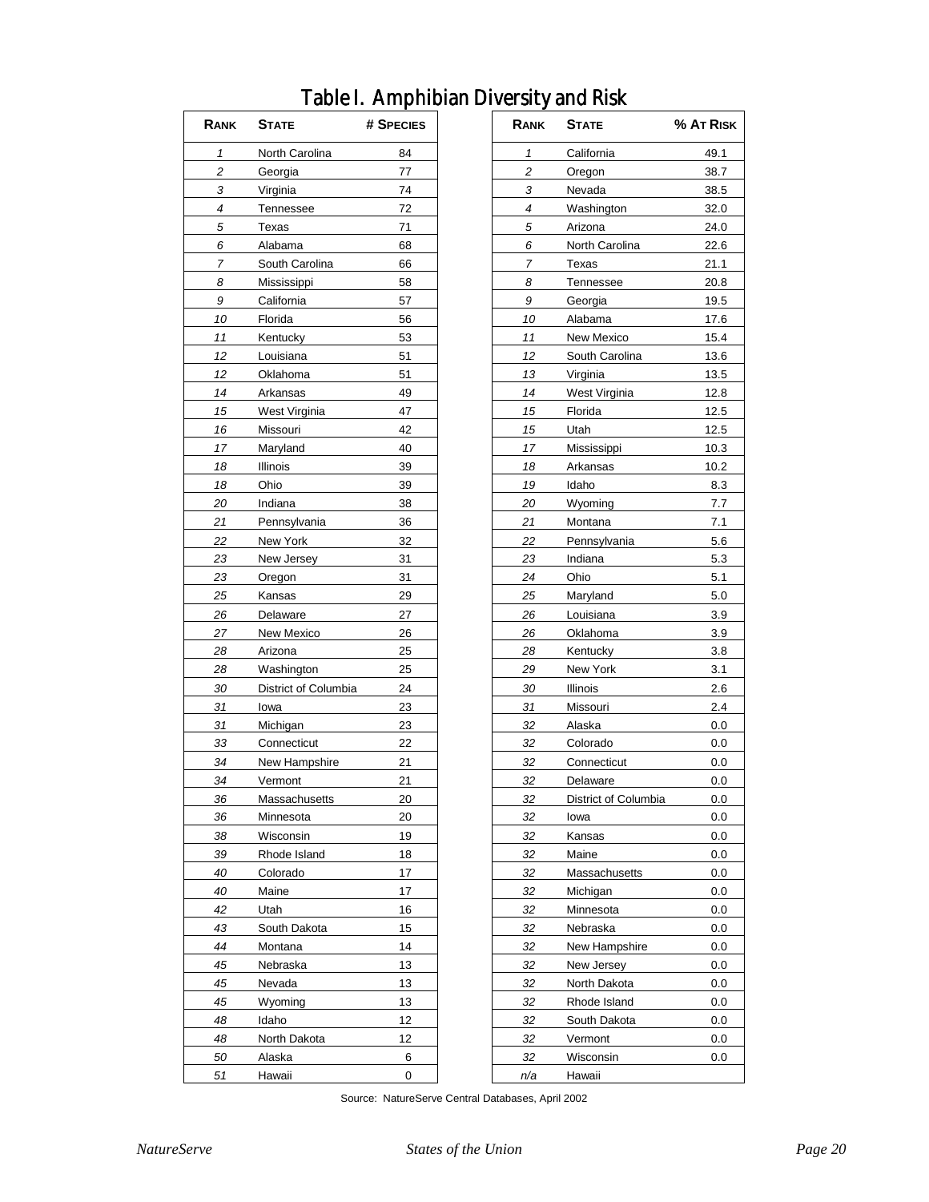# Table I. Amphibian Diversity and Risk

| Rank | State | # Species |
|---|---|---|
| 1 | North Carolina | 84 |
| 2 | Georgia | 77 |
| 3 | Virginia | 74 |
| 4 | Tennessee | 72 |
| 5 | Texas | 71 |
| 6 | Alabama | 68 |
| 7 | South Carolina | 66 |
| 8 | Mississippi | 58 |
| 9 | California | 57 |
| 10 | Florida | 56 |
| 11 | Kentucky | 53 |
| 12 | Louisiana | 51 |
| 12 | Oklahoma | 51 |
| 14 | Arkansas | 49 |
| 15 | West Virginia | 47 |
| 16 | Missouri | 42 |
| 17 | Maryland | 40 |
| 18 | Illinois | 39 |
| 18 | Ohio | 39 |
| 20 | Indiana | 38 |
| 21 | Pennsylvania | 36 |
| 22 | New York | 32 |
| 23 | New Jersey | 31 |
| 23 | Oregon | 31 |
| 25 | Kansas | 29 |
| 26 | Delaware | 27 |
| 27 | New Mexico | 26 |
| 28 | Arizona | 25 |
| 28 | Washington | 25 |
| 30 | District of Columbia | 24 |
| 31 | Iowa | 23 |
| 31 | Michigan | 23 |
| 33 | Connecticut | 22 |
| 34 | New Hampshire | 21 |
| 34 | Vermont | 21 |
| 36 | Massachusetts | 20 |
| 36 | Minnesota | 20 |
| 38 | Wisconsin | 19 |
| 39 | Rhode Island | 18 |
| 40 | Colorado | 17 |
| 40 | Maine | 17 |
| 42 | Utah | 16 |
| 43 | South Dakota | 15 |
| 44 | Montana | 14 |
| 45 | Nebraska | 13 |
| 45 | Nevada | 13 |
| 45 | Wyoming | 13 |
| 48 | Idaho | 12 |
| 48 | North Dakota | 12 |
| 50 | Alaska | 6 |
| 51 | Hawaii | 0 |

| Rank | State | % At Risk |
|---|---|---|
| 1 | California | 49.1 |
| 2 | Oregon | 38.7 |
| 3 | Nevada | 38.5 |
| 4 | Washington | 32.0 |
| 5 | Arizona | 24.0 |
| 6 | North Carolina | 22.6 |
| 7 | Texas | 21.1 |
| 8 | Tennessee | 20.8 |
| 9 | Georgia | 19.5 |
| 10 | Alabama | 17.6 |
| 11 | New Mexico | 15.4 |
| 12 | South Carolina | 13.6 |
| 13 | Virginia | 13.5 |
| 14 | West Virginia | 12.8 |
| 15 | Florida | 12.5 |
| 15 | Utah | 12.5 |
| 17 | Mississippi | 10.3 |
| 18 | Arkansas | 10.2 |
| 19 | Idaho | 8.3 |
| 20 | Wyoming | 7.7 |
| 21 | Montana | 7.1 |
| 22 | Pennsylvania | 5.6 |
| 23 | Indiana | 5.3 |
| 24 | Ohio | 5.1 |
| 25 | Maryland | 5.0 |
| 26 | Louisiana | 3.9 |
| 26 | Oklahoma | 3.9 |
| 28 | Kentucky | 3.8 |
| 29 | New York | 3.1 |
| 30 | Illinois | 2.6 |
| 31 | Missouri | 2.4 |
| 32 | Alaska | 0.0 |
| 32 | Colorado | 0.0 |
| 32 | Connecticut | 0.0 |
| 32 | Delaware | 0.0 |
| 32 | District of Columbia | 0.0 |
| 32 | Iowa | 0.0 |
| 32 | Kansas | 0.0 |
| 32 | Maine | 0.0 |
| 32 | Massachusetts | 0.0 |
| 32 | Michigan | 0.0 |
| 32 | Minnesota | 0.0 |
| 32 | Nebraska | 0.0 |
| 32 | New Hampshire | 0.0 |
| 32 | New Jersey | 0.0 |
| 32 | North Dakota | 0.0 |
| 32 | Rhode Island | 0.0 |
| 32 | South Dakota | 0.0 |
| 32 | Vermont | 0.0 |
| 32 | Wisconsin | 0.0 |
| n/a | Hawaii | |

Source: NatureServe Central Databases, April 2002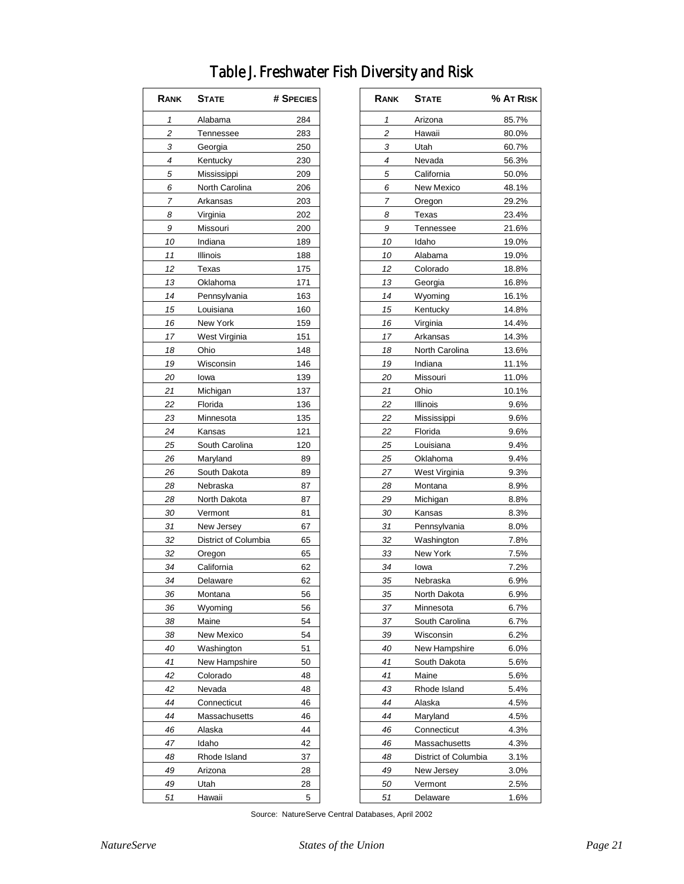# Table J. Freshwater Fish Diversity and Risk

| Rank | State | # Species |
|---|---|---|
| 1 | Alabama | 284 |
| 2 | Tennessee | 283 |
| 3 | Georgia | 250 |
| 4 | Kentucky | 230 |
| 5 | Mississippi | 209 |
| 6 | North Carolina | 206 |
| 7 | Arkansas | 203 |
| 8 | Virginia | 202 |
| 9 | Missouri | 200 |
| 10 | Indiana | 189 |
| 11 | Illinois | 188 |
| 12 | Texas | 175 |
| 13 | Oklahoma | 171 |
| 14 | Pennsylvania | 163 |
| 15 | Louisiana | 160 |
| 16 | New York | 159 |
| 17 | West Virginia | 151 |
| 18 | Ohio | 148 |
| 19 | Wisconsin | 146 |
| 20 | Iowa | 139 |
| 21 | Michigan | 137 |
| 22 | Florida | 136 |
| 23 | Minnesota | 135 |
| 24 | Kansas | 121 |
| 25 | South Carolina | 120 |
| 26 | Maryland | 89 |
| 26 | South Dakota | 89 |
| 28 | Nebraska | 87 |
| 28 | North Dakota | 87 |
| 30 | Vermont | 81 |
| 31 | New Jersey | 67 |
| 32 | District of Columbia | 65 |
| 32 | Oregon | 65 |
| 34 | California | 62 |
| 34 | Delaware | 62 |
| 36 | Montana | 56 |
| 36 | Wyoming | 56 |
| 38 | Maine | 54 |
| 38 | New Mexico | 54 |
| 40 | Washington | 51 |
| 41 | New Hampshire | 50 |
| 42 | Colorado | 48 |
| 42 | Nevada | 48 |
| 44 | Connecticut | 46 |
| 44 | Massachusetts | 46 |
| 46 | Alaska | 44 |
| 47 | Idaho | 42 |
| 48 | Rhode Island | 37 |
| 49 | Arizona | 28 |
| 49 | Utah | 28 |
| 51 | Hawaii | 5 |

| Rank | State | % At Risk |
|---|---|---|
| 1 | Arizona | 85.7% |
| 2 | Hawaii | 80.0% |
| 3 | Utah | 60.7% |
| 4 | Nevada | 56.3% |
| 5 | California | 50.0% |
| 6 | New Mexico | 48.1% |
| 7 | Oregon | 29.2% |
| 8 | Texas | 23.4% |
| 9 | Tennessee | 21.6% |
| 10 | Idaho | 19.0% |
| 10 | Alabama | 19.0% |
| 12 | Colorado | 18.8% |
| 13 | Georgia | 16.8% |
| 14 | Wyoming | 16.1% |
| 15 | Kentucky | 14.8% |
| 16 | Virginia | 14.4% |
| 17 | Arkansas | 14.3% |
| 18 | North Carolina | 13.6% |
| 19 | Indiana | 11.1% |
| 20 | Missouri | 11.0% |
| 21 | Ohio | 10.1% |
| 22 | Illinois | 9.6% |
| 22 | Mississippi | 9.6% |
| 22 | Florida | 9.6% |
| 25 | Louisiana | 9.4% |
| 25 | Oklahoma | 9.4% |
| 27 | West Virginia | 9.3% |
| 28 | Montana | 8.9% |
| 29 | Michigan | 8.8% |
| 30 | Kansas | 8.3% |
| 31 | Pennsylvania | 8.0% |
| 32 | Washington | 7.8% |
| 33 | New York | 7.5% |
| 34 | Iowa | 7.2% |
| 35 | Nebraska | 6.9% |
| 35 | North Dakota | 6.9% |
| 37 | Minnesota | 6.7% |
| 37 | South Carolina | 6.7% |
| 39 | Wisconsin | 6.2% |
| 40 | New Hampshire | 6.0% |
| 41 | South Dakota | 5.6% |
| 41 | Maine | 5.6% |
| 43 | Rhode Island | 5.4% |
| 44 | Alaska | 4.5% |
| 44 | Maryland | 4.5% |
| 46 | Connecticut | 4.3% |
| 46 | Massachusetts | 4.3% |
| 48 | District of Columbia | 3.1% |
| 49 | New Jersey | 3.0% |
| 50 | Vermont | 2.5% |
| 51 | Delaware | 1.6% |

Source: NatureServe Central Databases, April 2002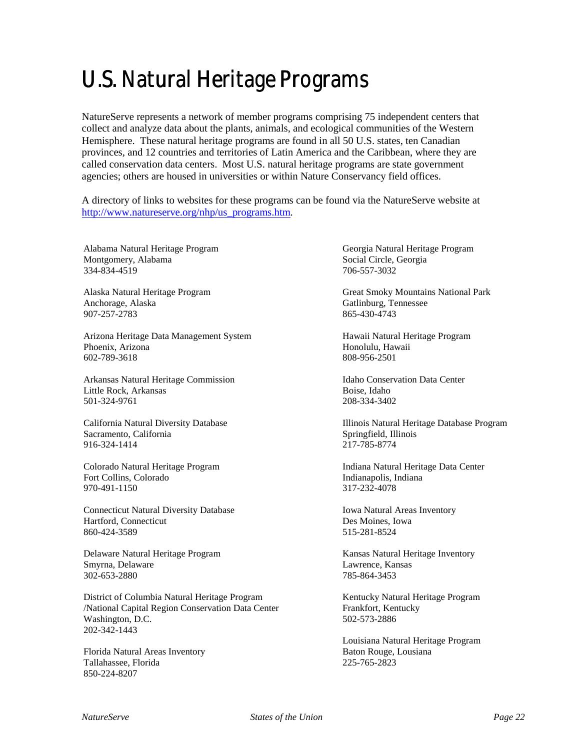# U.S. Natural Heritage Programs

NatureServe represents a network of member programs comprising 75 independent centers that collect and analyze data about the plants, animals, and ecological communities of the Western Hemisphere. These natural heritage programs are found in all 50 U.S. states, ten Canadian provinces, and 12 countries and territories of Latin America and the Caribbean, where they are called conservation data centers. Most U.S. natural heritage programs are state government agencies; others are housed in universities or within Nature Conservancy field offices.

A directory of links to websites for these programs can be found via the NatureServe website at http://www.natureserve.org/nhp/us_programs.htm.

Alabama Natural Heritage Program
Montgomery, Alabama
334-834-4519

Alaska Natural Heritage Program
Anchorage, Alaska
907-257-2783

Arizona Heritage Data Management System
Phoenix, Arizona
602-789-3618

Arkansas Natural Heritage Commission
Little Rock, Arkansas
501-324-9761

California Natural Diversity Database
Sacramento, California
916-324-1414

Colorado Natural Heritage Program
Fort Collins, Colorado
970-491-1150

Connecticut Natural Diversity Database
Hartford, Connecticut
860-424-3589

Delaware Natural Heritage Program
Smyrna, Delaware
302-653-2880

District of Columbia Natural Heritage Program
/National Capital Region Conservation Data Center
Washington, D.C.
202-342-1443

Florida Natural Areas Inventory
Tallahassee, Florida
850-224-8207

Georgia Natural Heritage Program
Social Circle, Georgia
706-557-3032

Great Smoky Mountains National Park
Gatlinburg, Tennessee
865-430-4743

Hawaii Natural Heritage Program
Honolulu, Hawaii
808-956-2501

Idaho Conservation Data Center
Boise, Idaho
208-334-3402

Illinois Natural Heritage Database Program
Springfield, Illinois
217-785-8774

Indiana Natural Heritage Data Center
Indianapolis, Indiana
317-232-4078

Iowa Natural Areas Inventory
Des Moines, Iowa
515-281-8524

Kansas Natural Heritage Inventory
Lawrence, Kansas
785-864-3453

Kentucky Natural Heritage Program
Frankfort, Kentucky
502-573-2886

Louisiana Natural Heritage Program
Baton Rouge, Lousiana
225-765-2823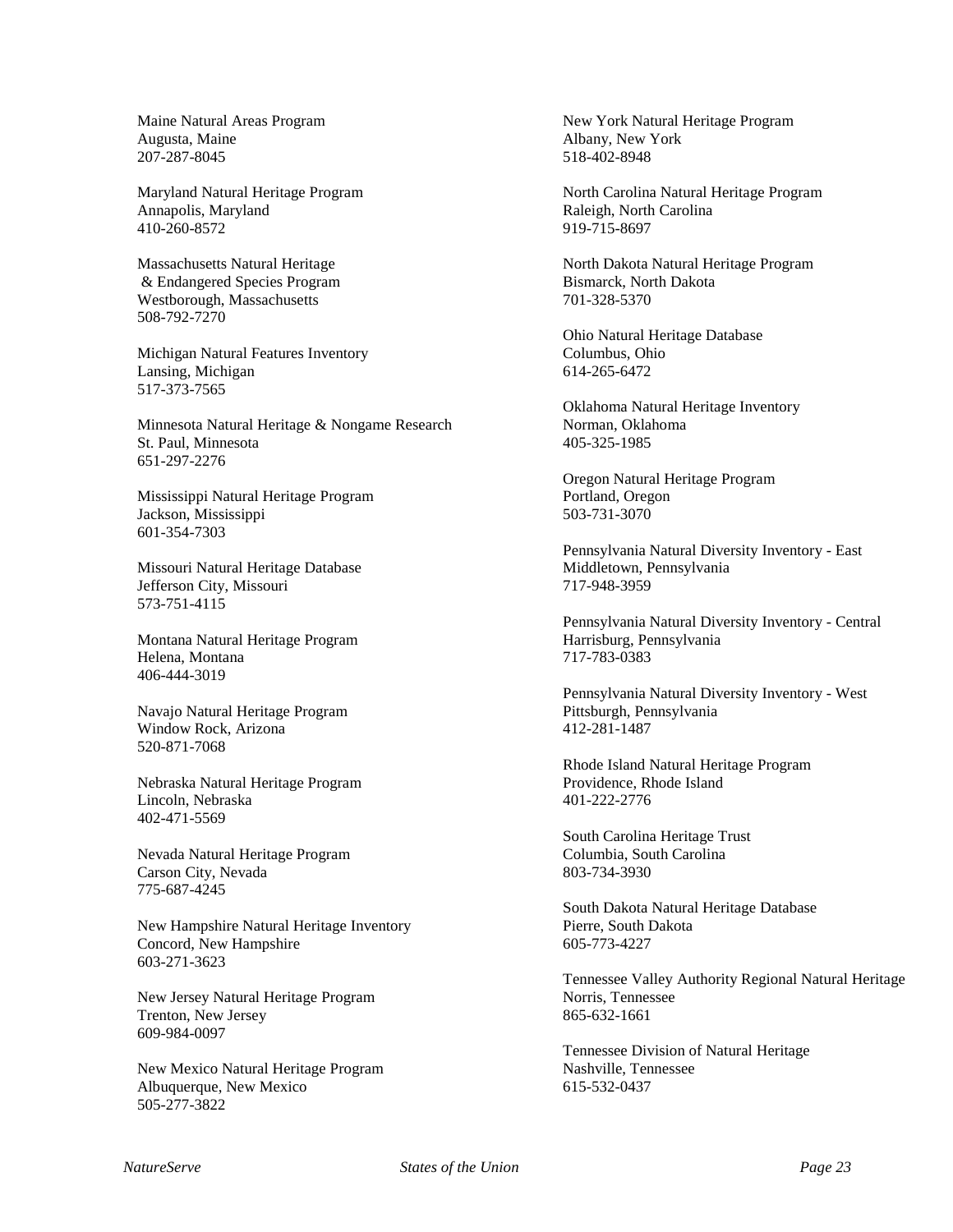Maine Natural Areas Program
Augusta, Maine
207-287-8045

Maryland Natural Heritage Program
Annapolis, Maryland
410-260-8572

Massachusetts Natural Heritage
& Endangered Species Program
Westborough, Massachusetts
508-792-7270

Michigan Natural Features Inventory
Lansing, Michigan
517-373-7565

Minnesota Natural Heritage & Nongame Research
St. Paul, Minnesota
651-297-2276

Mississippi Natural Heritage Program
Jackson, Mississippi
601-354-7303

Missouri Natural Heritage Database
Jefferson City, Missouri
573-751-4115

Montana Natural Heritage Program
Helena, Montana
406-444-3019

Navajo Natural Heritage Program
Window Rock, Arizona
520-871-7068

Nebraska Natural Heritage Program
Lincoln, Nebraska
402-471-5569

Nevada Natural Heritage Program
Carson City, Nevada
775-687-4245

New Hampshire Natural Heritage Inventory
Concord, New Hampshire
603-271-3623

New Jersey Natural Heritage Program
Trenton, New Jersey
609-984-0097

New Mexico Natural Heritage Program
Albuquerque, New Mexico
505-277-3822

New York Natural Heritage Program
Albany, New York
518-402-8948

North Carolina Natural Heritage Program
Raleigh, North Carolina
919-715-8697

North Dakota Natural Heritage Program
Bismarck, North Dakota
701-328-5370

Ohio Natural Heritage Database
Columbus, Ohio
614-265-6472

Oklahoma Natural Heritage Inventory
Norman, Oklahoma
405-325-1985

Oregon Natural Heritage Program
Portland, Oregon
503-731-3070

Pennsylvania Natural Diversity Inventory - East
Middletown, Pennsylvania
717-948-3959

Pennsylvania Natural Diversity Inventory - Central
Harrisburg, Pennsylvania
717-783-0383

Pennsylvania Natural Diversity Inventory - West
Pittsburgh, Pennsylvania
412-281-1487

Rhode Island Natural Heritage Program
Providence, Rhode Island
401-222-2776

South Carolina Heritage Trust
Columbia, South Carolina
803-734-3930

South Dakota Natural Heritage Database
Pierre, South Dakota
605-773-4227

Tennessee Valley Authority Regional Natural Heritage
Norris, Tennessee
865-632-1661

Tennessee Division of Natural Heritage
Nashville, Tennessee
615-532-0437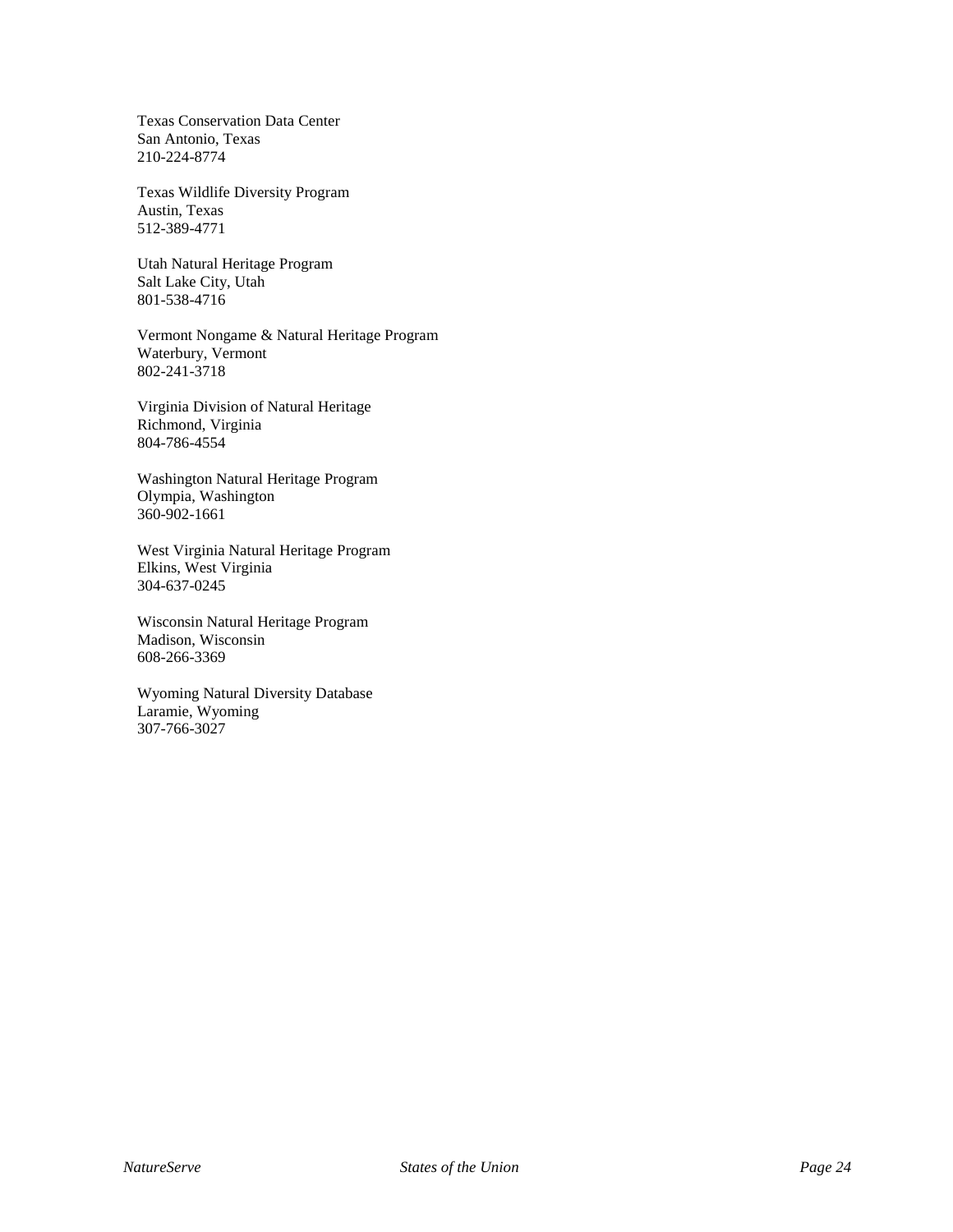Texas Conservation Data Center
San Antonio, Texas
210-224-8774

Texas Wildlife Diversity Program
Austin, Texas
512-389-4771

Utah Natural Heritage Program
Salt Lake City, Utah
801-538-4716

Vermont Nongame & Natural Heritage Program
Waterbury, Vermont
802-241-3718

Virginia Division of Natural Heritage
Richmond, Virginia
804-786-4554

Washington Natural Heritage Program
Olympia, Washington
360-902-1661

West Virginia Natural Heritage Program
Elkins, West Virginia
304-637-0245

Wisconsin Natural Heritage Program
Madison, Wisconsin
608-266-3369

Wyoming Natural Diversity Database
Laramie, Wyoming
307-766-3027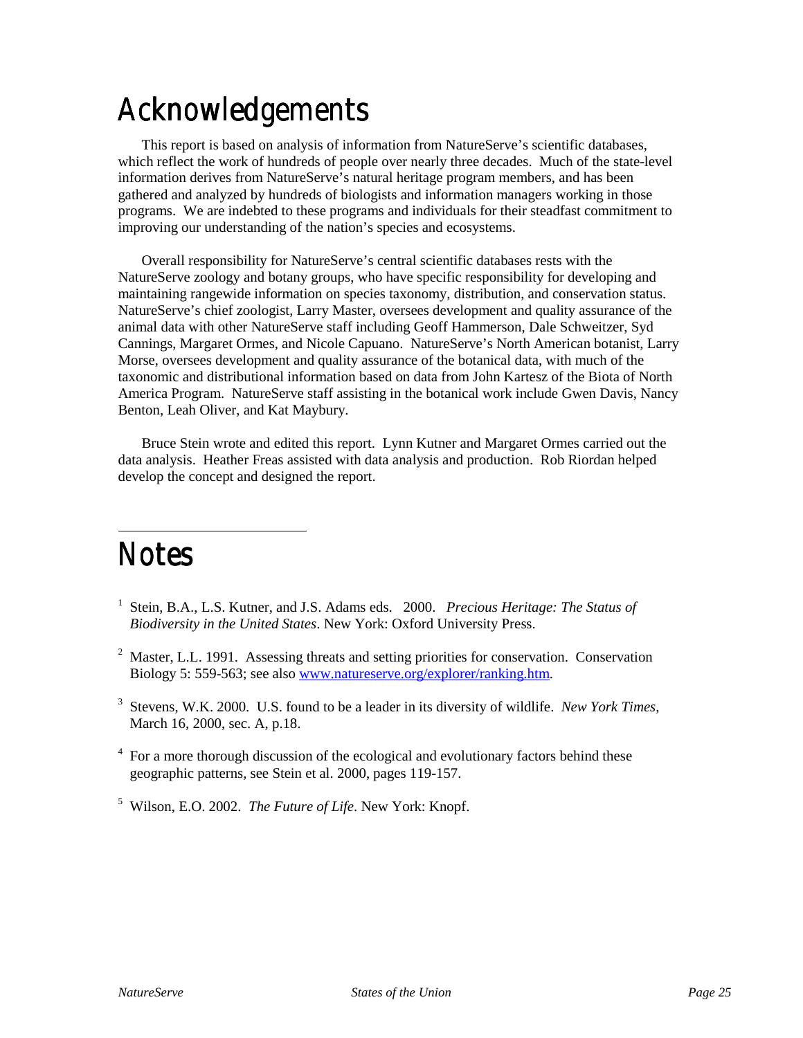# Acknowledgements

This report is based on analysis of information from NatureServe's scientific databases, which reflect the work of hundreds of people over nearly three decades. Much of the state-level information derives from NatureServe's natural heritage program members, and has been gathered and analyzed by hundreds of biologists and information managers working in those programs. We are indebted to these programs and individuals for their steadfast commitment to improving our understanding of the nation's species and ecosystems.

Overall responsibility for NatureServe's central scientific databases rests with the NatureServe zoology and botany groups, who have specific responsibility for developing and maintaining rangewide information on species taxonomy, distribution, and conservation status. NatureServe's chief zoologist, Larry Master, oversees development and quality assurance of the animal data with other NatureServe staff including Geoff Hammerson, Dale Schweitzer, Syd Cannings, Margaret Ormes, and Nicole Capuano. NatureServe's North American botanist, Larry Morse, oversees development and quality assurance of the botanical data, with much of the taxonomic and distributional information based on data from John Kartesz of the Biota of North America Program. NatureServe staff assisting in the botanical work include Gwen Davis, Nancy Benton, Leah Oliver, and Kat Maybury.

Bruce Stein wrote and edited this report. Lynn Kutner and Margaret Ormes carried out the data analysis. Heather Freas assisted with data analysis and production. Rob Riordan helped develop the concept and designed the report.

# Notes

[1] Stein, B.A., L.S. Kutner, and J.S. Adams eds. 2000. *Precious Heritage: The Status of Biodiversity in the United States*. New York: Oxford University Press.

[2] Master, L.L. 1991. Assessing threats and setting priorities for conservation. Conservation Biology 5: 559-563; see also [www.natureserve.org/explorer/ranking.htm](www.natureserve.org/explorer/ranking.htm).

[3] Stevens, W.K. 2000. U.S. found to be a leader in its diversity of wildlife. *New York Times*, March 16, 2000, sec. A, p.18.

[4] For a more thorough discussion of the ecological and evolutionary factors behind these geographic patterns, see Stein et al. 2000, pages 119-157.

[5] Wilson, E.O. 2002. *The Future of Life*. New York: Knopf.